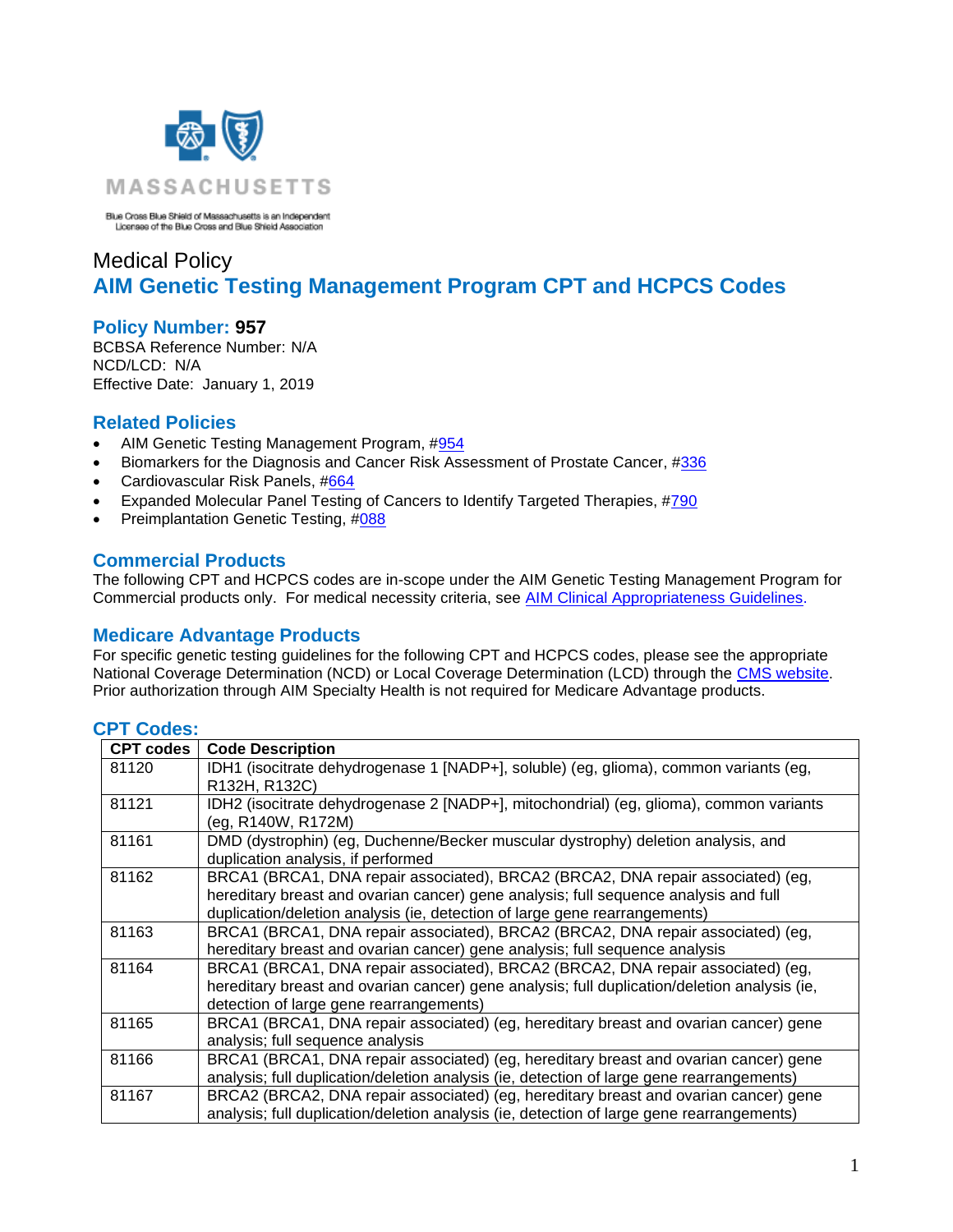MASSACHUSETTS

Blue Cross Blue Shield of Massachusetts is an Independent Licensee of the Blue Cross and Blue Shield Association

Medical Policy

# AIM Genetic Testing Management Program CPT and HCPCS Codes

## Policy Number: 957

BCBSA Reference Number: N/A
NCD/LCD: N/A
Effective Date: January 1, 2019

## Related Policies

- AIM Genetic Testing Management Program, #954
- Biomarkers for the Diagnosis and Cancer Risk Assessment of Prostate Cancer, #336
- Cardiovascular Risk Panels, #664
- Expanded Molecular Panel Testing of Cancers to Identify Targeted Therapies, #790
- Preimplantation Genetic Testing, #088

## Commercial Products

The following CPT and HCPCS codes are in-scope under the AIM Genetic Testing Management Program for Commercial products only. For medical necessity criteria, see AIM Clinical Appropriateness Guidelines.

## Medicare Advantage Products

For specific genetic testing guidelines for the following CPT and HCPCS codes, please see the appropriate National Coverage Determination (NCD) or Local Coverage Determination (LCD) through the CMS website. Prior authorization through AIM Specialty Health is not required for Medicare Advantage products.

## CPT Codes:

| CPT codes | Code Description |
|---|---|
| 81120 | IDH1 (isocitrate dehydrogenase 1 [NADP+], soluble) (eg, glioma), common variants (eg, R132H, R132C) |
| 81121 | IDH2 (isocitrate dehydrogenase 2 [NADP+], mitochondrial) (eg, glioma), common variants (eg, R140W, R172M) |
| 81161 | DMD (dystrophin) (eg, Duchenne/Becker muscular dystrophy) deletion analysis, and duplication analysis, if performed |
| 81162 | BRCA1 (BRCA1, DNA repair associated), BRCA2 (BRCA2, DNA repair associated) (eg, hereditary breast and ovarian cancer) gene analysis; full sequence analysis and full duplication/deletion analysis (ie, detection of large gene rearrangements) |
| 81163 | BRCA1 (BRCA1, DNA repair associated), BRCA2 (BRCA2, DNA repair associated) (eg, hereditary breast and ovarian cancer) gene analysis; full sequence analysis |
| 81164 | BRCA1 (BRCA1, DNA repair associated), BRCA2 (BRCA2, DNA repair associated) (eg, hereditary breast and ovarian cancer) gene analysis; full duplication/deletion analysis (ie, detection of large gene rearrangements) |
| 81165 | BRCA1 (BRCA1, DNA repair associated) (eg, hereditary breast and ovarian cancer) gene analysis; full sequence analysis |
| 81166 | BRCA1 (BRCA1, DNA repair associated) (eg, hereditary breast and ovarian cancer) gene analysis; full duplication/deletion analysis (ie, detection of large gene rearrangements) |
| 81167 | BRCA2 (BRCA2, DNA repair associated) (eg, hereditary breast and ovarian cancer) gene analysis; full duplication/deletion analysis (ie, detection of large gene rearrangements) |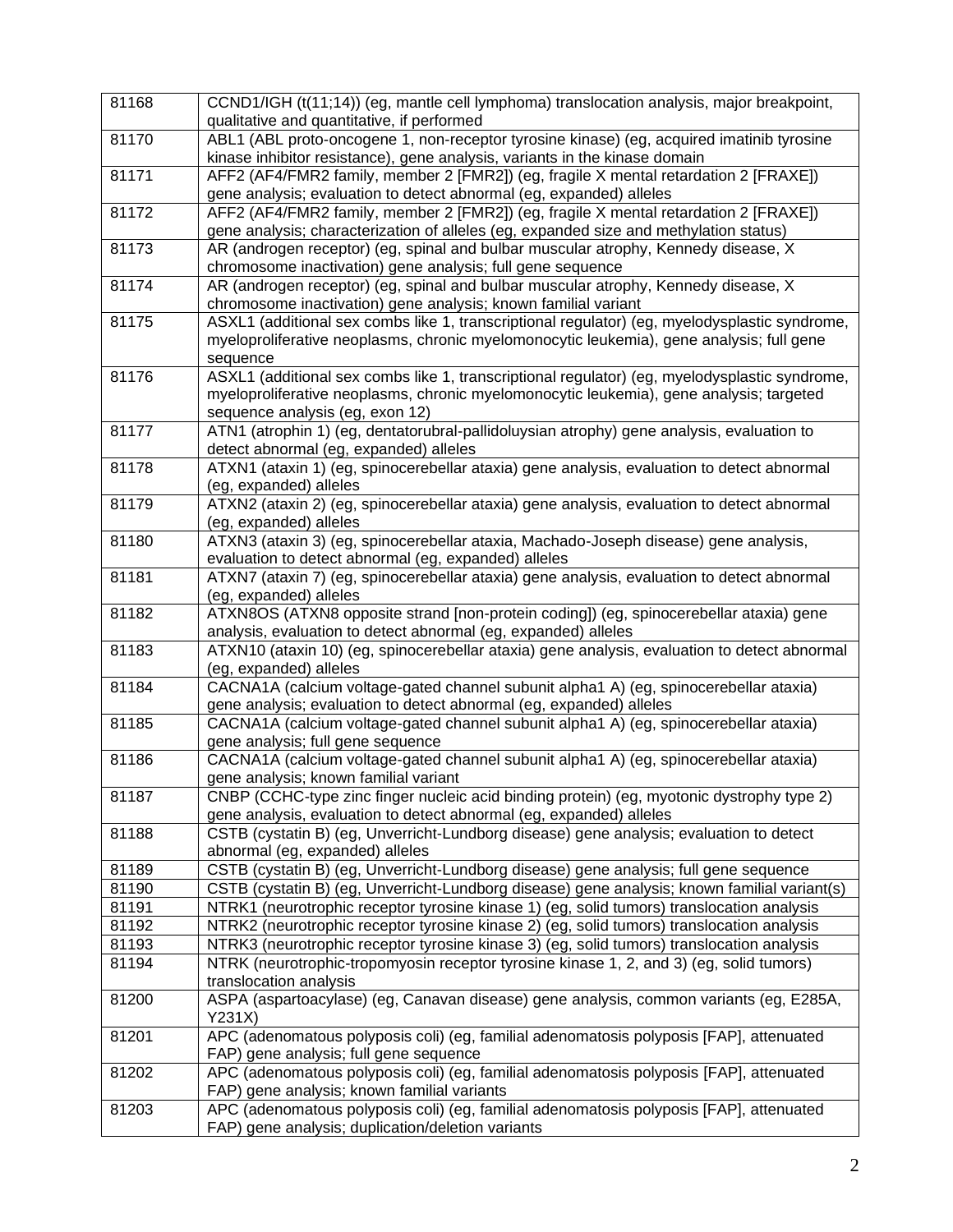| | |
|---|---|
| 81168 | CCND1/IGH (t(11;14)) (eg, mantle cell lymphoma) translocation analysis, major breakpoint, qualitative and quantitative, if performed |
| 81170 | ABL1 (ABL proto-oncogene 1, non-receptor tyrosine kinase) (eg, acquired imatinib tyrosine kinase inhibitor resistance), gene analysis, variants in the kinase domain |
| 81171 | AFF2 (AF4/FMR2 family, member 2 [FMR2]) (eg, fragile X mental retardation 2 [FRAXE]) gene analysis; evaluation to detect abnormal (eg, expanded) alleles |
| 81172 | AFF2 (AF4/FMR2 family, member 2 [FMR2]) (eg, fragile X mental retardation 2 [FRAXE]) gene analysis; characterization of alleles (eg, expanded size and methylation status) |
| 81173 | AR (androgen receptor) (eg, spinal and bulbar muscular atrophy, Kennedy disease, X chromosome inactivation) gene analysis; full gene sequence |
| 81174 | AR (androgen receptor) (eg, spinal and bulbar muscular atrophy, Kennedy disease, X chromosome inactivation) gene analysis; known familial variant |
| 81175 | ASXL1 (additional sex combs like 1, transcriptional regulator) (eg, myelodysplastic syndrome, myeloproliferative neoplasms, chronic myelomonocytic leukemia), gene analysis; full gene sequence |
| 81176 | ASXL1 (additional sex combs like 1, transcriptional regulator) (eg, myelodysplastic syndrome, myeloproliferative neoplasms, chronic myelomonocytic leukemia), gene analysis; targeted sequence analysis (eg, exon 12) |
| 81177 | ATN1 (atrophin 1) (eg, dentatorubral-pallidoluysian atrophy) gene analysis, evaluation to detect abnormal (eg, expanded) alleles |
| 81178 | ATXN1 (ataxin 1) (eg, spinocerebellar ataxia) gene analysis, evaluation to detect abnormal (eg, expanded) alleles |
| 81179 | ATXN2 (ataxin 2) (eg, spinocerebellar ataxia) gene analysis, evaluation to detect abnormal (eg, expanded) alleles |
| 81180 | ATXN3 (ataxin 3) (eg, spinocerebellar ataxia, Machado-Joseph disease) gene analysis, evaluation to detect abnormal (eg, expanded) alleles |
| 81181 | ATXN7 (ataxin 7) (eg, spinocerebellar ataxia) gene analysis, evaluation to detect abnormal (eg, expanded) alleles |
| 81182 | ATXN8OS (ATXN8 opposite strand [non-protein coding]) (eg, spinocerebellar ataxia) gene analysis, evaluation to detect abnormal (eg, expanded) alleles |
| 81183 | ATXN10 (ataxin 10) (eg, spinocerebellar ataxia) gene analysis, evaluation to detect abnormal (eg, expanded) alleles |
| 81184 | CACNA1A (calcium voltage-gated channel subunit alpha1 A) (eg, spinocerebellar ataxia) gene analysis; evaluation to detect abnormal (eg, expanded) alleles |
| 81185 | CACNA1A (calcium voltage-gated channel subunit alpha1 A) (eg, spinocerebellar ataxia) gene analysis; full gene sequence |
| 81186 | CACNA1A (calcium voltage-gated channel subunit alpha1 A) (eg, spinocerebellar ataxia) gene analysis; known familial variant |
| 81187 | CNBP (CCHC-type zinc finger nucleic acid binding protein) (eg, myotonic dystrophy type 2) gene analysis, evaluation to detect abnormal (eg, expanded) alleles |
| 81188 | CSTB (cystatin B) (eg, Unverricht-Lundborg disease) gene analysis; evaluation to detect abnormal (eg, expanded) alleles |
| 81189 | CSTB (cystatin B) (eg, Unverricht-Lundborg disease) gene analysis; full gene sequence |
| 81190 | CSTB (cystatin B) (eg, Unverricht-Lundborg disease) gene analysis; known familial variant(s) |
| 81191 | NTRK1 (neurotrophic receptor tyrosine kinase 1) (eg, solid tumors) translocation analysis |
| 81192 | NTRK2 (neurotrophic receptor tyrosine kinase 2) (eg, solid tumors) translocation analysis |
| 81193 | NTRK3 (neurotrophic receptor tyrosine kinase 3) (eg, solid tumors) translocation analysis |
| 81194 | NTRK (neurotrophic-tropomyosin receptor tyrosine kinase 1, 2, and 3) (eg, solid tumors) translocation analysis |
| 81200 | ASPA (aspartoacylase) (eg, Canavan disease) gene analysis, common variants (eg, E285A, Y231X) |
| 81201 | APC (adenomatous polyposis coli) (eg, familial adenomatosis polyposis [FAP], attenuated FAP) gene analysis; full gene sequence |
| 81202 | APC (adenomatous polyposis coli) (eg, familial adenomatosis polyposis [FAP], attenuated FAP) gene analysis; known familial variants |
| 81203 | APC (adenomatous polyposis coli) (eg, familial adenomatosis polyposis [FAP], attenuated FAP) gene analysis; duplication/deletion variants |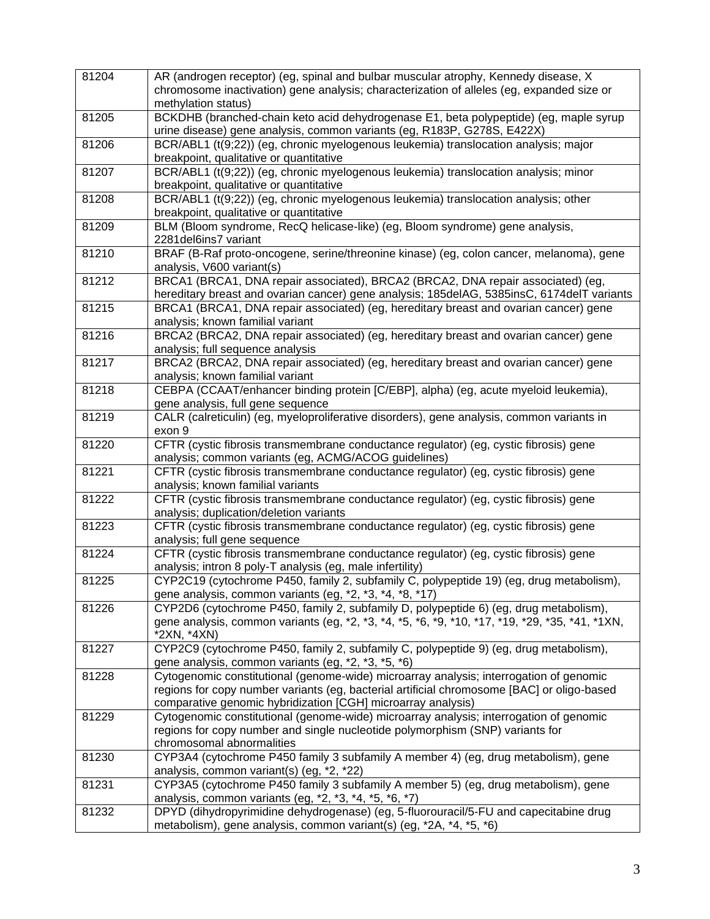| | |
|---|---|
| 81204 | AR (androgen receptor) (eg, spinal and bulbar muscular atrophy, Kennedy disease, X chromosome inactivation) gene analysis; characterization of alleles (eg, expanded size or methylation status) |
| 81205 | BCKDHB (branched-chain keto acid dehydrogenase E1, beta polypeptide) (eg, maple syrup urine disease) gene analysis, common variants (eg, R183P, G278S, E422X) |
| 81206 | BCR/ABL1 (t(9;22)) (eg, chronic myelogenous leukemia) translocation analysis; major breakpoint, qualitative or quantitative |
| 81207 | BCR/ABL1 (t(9;22)) (eg, chronic myelogenous leukemia) translocation analysis; minor breakpoint, qualitative or quantitative |
| 81208 | BCR/ABL1 (t(9;22)) (eg, chronic myelogenous leukemia) translocation analysis; other breakpoint, qualitative or quantitative |
| 81209 | BLM (Bloom syndrome, RecQ helicase-like) (eg, Bloom syndrome) gene analysis, 2281del6ins7 variant |
| 81210 | BRAF (B-Raf proto-oncogene, serine/threonine kinase) (eg, colon cancer, melanoma), gene analysis, V600 variant(s) |
| 81212 | BRCA1 (BRCA1, DNA repair associated), BRCA2 (BRCA2, DNA repair associated) (eg, hereditary breast and ovarian cancer) gene analysis; 185delAG, 5385insC, 6174delT variants |
| 81215 | BRCA1 (BRCA1, DNA repair associated) (eg, hereditary breast and ovarian cancer) gene analysis; known familial variant |
| 81216 | BRCA2 (BRCA2, DNA repair associated) (eg, hereditary breast and ovarian cancer) gene analysis; full sequence analysis |
| 81217 | BRCA2 (BRCA2, DNA repair associated) (eg, hereditary breast and ovarian cancer) gene analysis; known familial variant |
| 81218 | CEBPA (CCAAT/enhancer binding protein [C/EBP], alpha) (eg, acute myeloid leukemia), gene analysis, full gene sequence |
| 81219 | CALR (calreticulin) (eg, myeloproliferative disorders), gene analysis, common variants in exon 9 |
| 81220 | CFTR (cystic fibrosis transmembrane conductance regulator) (eg, cystic fibrosis) gene analysis; common variants (eg, ACMG/ACOG guidelines) |
| 81221 | CFTR (cystic fibrosis transmembrane conductance regulator) (eg, cystic fibrosis) gene analysis; known familial variants |
| 81222 | CFTR (cystic fibrosis transmembrane conductance regulator) (eg, cystic fibrosis) gene analysis; duplication/deletion variants |
| 81223 | CFTR (cystic fibrosis transmembrane conductance regulator) (eg, cystic fibrosis) gene analysis; full gene sequence |
| 81224 | CFTR (cystic fibrosis transmembrane conductance regulator) (eg, cystic fibrosis) gene analysis; intron 8 poly-T analysis (eg, male infertility) |
| 81225 | CYP2C19 (cytochrome P450, family 2, subfamily C, polypeptide 19) (eg, drug metabolism), gene analysis, common variants (eg, *2, *3, *4, *8, *17) |
| 81226 | CYP2D6 (cytochrome P450, family 2, subfamily D, polypeptide 6) (eg, drug metabolism), gene analysis, common variants (eg, *2, *3, *4, *5, *6, *9, *10, *17, *19, *29, *35, *41, *1XN, *2XN, *4XN) |
| 81227 | CYP2C9 (cytochrome P450, family 2, subfamily C, polypeptide 9) (eg, drug metabolism), gene analysis, common variants (eg, *2, *3, *5, *6) |
| 81228 | Cytogenomic constitutional (genome-wide) microarray analysis; interrogation of genomic regions for copy number variants (eg, bacterial artificial chromosome [BAC] or oligo-based comparative genomic hybridization [CGH] microarray analysis) |
| 81229 | Cytogenomic constitutional (genome-wide) microarray analysis; interrogation of genomic regions for copy number and single nucleotide polymorphism (SNP) variants for chromosomal abnormalities |
| 81230 | CYP3A4 (cytochrome P450 family 3 subfamily A member 4) (eg, drug metabolism), gene analysis, common variant(s) (eg, *2, *22) |
| 81231 | CYP3A5 (cytochrome P450 family 3 subfamily A member 5) (eg, drug metabolism), gene analysis, common variants (eg, *2, *3, *4, *5, *6, *7) |
| 81232 | DPYD (dihydropyrimidine dehydrogenase) (eg, 5-fluorouracil/5-FU and capecitabine drug metabolism), gene analysis, common variant(s) (eg, *2A, *4, *5, *6) |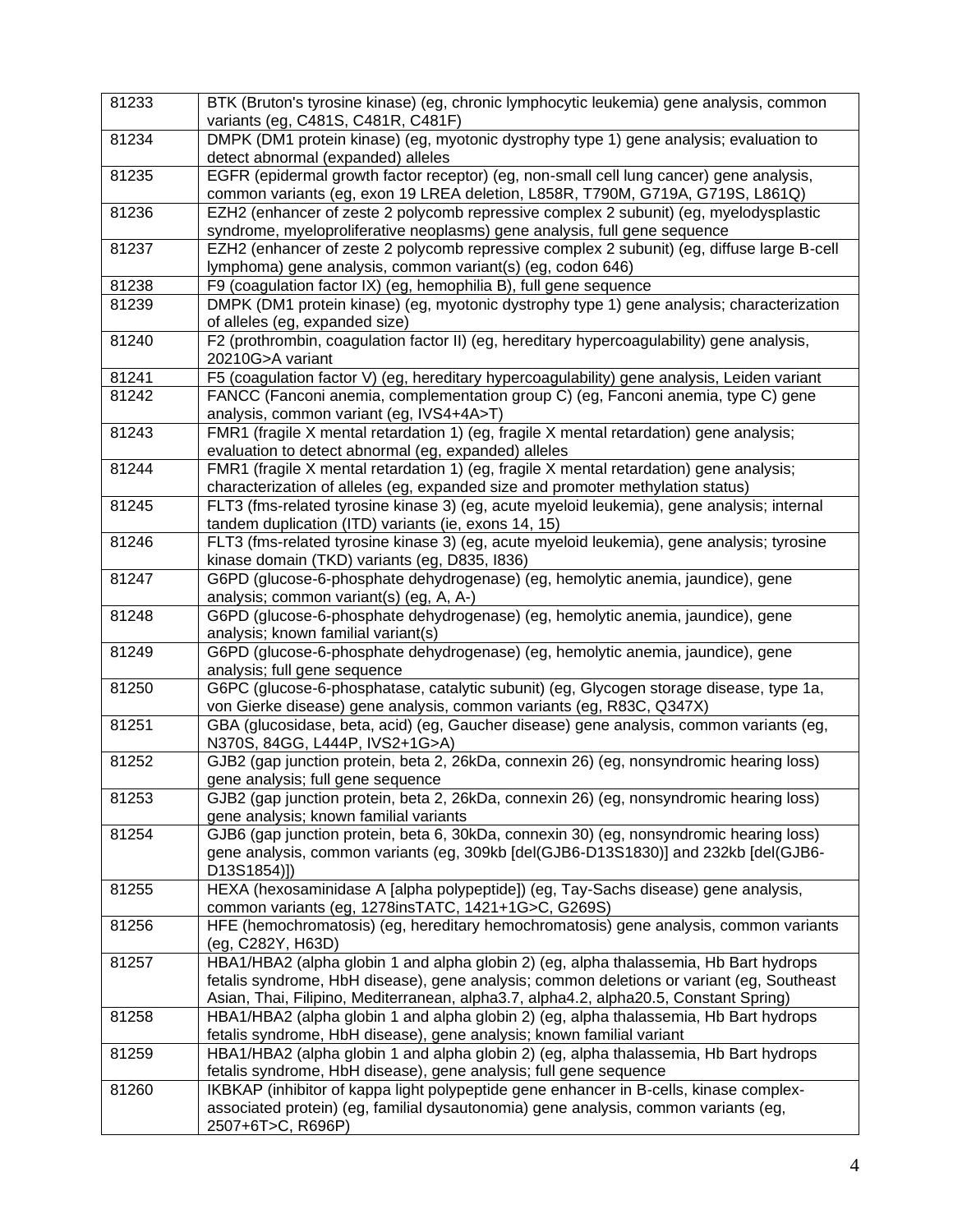| | |
|---|---|
| 81233 | BTK (Bruton's tyrosine kinase) (eg, chronic lymphocytic leukemia) gene analysis, common variants (eg, C481S, C481R, C481F) |
| 81234 | DMPK (DM1 protein kinase) (eg, myotonic dystrophy type 1) gene analysis; evaluation to detect abnormal (expanded) alleles |
| 81235 | EGFR (epidermal growth factor receptor) (eg, non-small cell lung cancer) gene analysis, common variants (eg, exon 19 LREA deletion, L858R, T790M, G719A, G719S, L861Q) |
| 81236 | EZH2 (enhancer of zeste 2 polycomb repressive complex 2 subunit) (eg, myelodysplastic syndrome, myeloproliferative neoplasms) gene analysis, full gene sequence |
| 81237 | EZH2 (enhancer of zeste 2 polycomb repressive complex 2 subunit) (eg, diffuse large B-cell lymphoma) gene analysis, common variant(s) (eg, codon 646) |
| 81238 | F9 (coagulation factor IX) (eg, hemophilia B), full gene sequence |
| 81239 | DMPK (DM1 protein kinase) (eg, myotonic dystrophy type 1) gene analysis; characterization of alleles (eg, expanded size) |
| 81240 | F2 (prothrombin, coagulation factor II) (eg, hereditary hypercoagulability) gene analysis, 20210G>A variant |
| 81241 | F5 (coagulation factor V) (eg, hereditary hypercoagulability) gene analysis, Leiden variant |
| 81242 | FANCC (Fanconi anemia, complementation group C) (eg, Fanconi anemia, type C) gene analysis, common variant (eg, IVS4+4A>T) |
| 81243 | FMR1 (fragile X mental retardation 1) (eg, fragile X mental retardation) gene analysis; evaluation to detect abnormal (eg, expanded) alleles |
| 81244 | FMR1 (fragile X mental retardation 1) (eg, fragile X mental retardation) gene analysis; characterization of alleles (eg, expanded size and promoter methylation status) |
| 81245 | FLT3 (fms-related tyrosine kinase 3) (eg, acute myeloid leukemia), gene analysis; internal tandem duplication (ITD) variants (ie, exons 14, 15) |
| 81246 | FLT3 (fms-related tyrosine kinase 3) (eg, acute myeloid leukemia), gene analysis; tyrosine kinase domain (TKD) variants (eg, D835, I836) |
| 81247 | G6PD (glucose-6-phosphate dehydrogenase) (eg, hemolytic anemia, jaundice), gene analysis; common variant(s) (eg, A, A-) |
| 81248 | G6PD (glucose-6-phosphate dehydrogenase) (eg, hemolytic anemia, jaundice), gene analysis; known familial variant(s) |
| 81249 | G6PD (glucose-6-phosphate dehydrogenase) (eg, hemolytic anemia, jaundice), gene analysis; full gene sequence |
| 81250 | G6PC (glucose-6-phosphatase, catalytic subunit) (eg, Glycogen storage disease, type 1a, von Gierke disease) gene analysis, common variants (eg, R83C, Q347X) |
| 81251 | GBA (glucosidase, beta, acid) (eg, Gaucher disease) gene analysis, common variants (eg, N370S, 84GG, L444P, IVS2+1G>A) |
| 81252 | GJB2 (gap junction protein, beta 2, 26kDa, connexin 26) (eg, nonsyndromic hearing loss) gene analysis; full gene sequence |
| 81253 | GJB2 (gap junction protein, beta 2, 26kDa, connexin 26) (eg, nonsyndromic hearing loss) gene analysis; known familial variants |
| 81254 | GJB6 (gap junction protein, beta 6, 30kDa, connexin 30) (eg, nonsyndromic hearing loss) gene analysis, common variants (eg, 309kb [del(GJB6-D13S1830)] and 232kb [del(GJB6-D13S1854)]) |
| 81255 | HEXA (hexosaminidase A [alpha polypeptide]) (eg, Tay-Sachs disease) gene analysis, common variants (eg, 1278insTATC, 1421+1G>C, G269S) |
| 81256 | HFE (hemochromatosis) (eg, hereditary hemochromatosis) gene analysis, common variants (eg, C282Y, H63D) |
| 81257 | HBA1/HBA2 (alpha globin 1 and alpha globin 2) (eg, alpha thalassemia, Hb Bart hydrops fetalis syndrome, HbH disease), gene analysis; common deletions or variant (eg, Southeast Asian, Thai, Filipino, Mediterranean, alpha3.7, alpha4.2, alpha20.5, Constant Spring) |
| 81258 | HBA1/HBA2 (alpha globin 1 and alpha globin 2) (eg, alpha thalassemia, Hb Bart hydrops fetalis syndrome, HbH disease), gene analysis; known familial variant |
| 81259 | HBA1/HBA2 (alpha globin 1 and alpha globin 2) (eg, alpha thalassemia, Hb Bart hydrops fetalis syndrome, HbH disease), gene analysis; full gene sequence |
| 81260 | IKBKAP (inhibitor of kappa light polypeptide gene enhancer in B-cells, kinase complex-associated protein) (eg, familial dysautonomia) gene analysis, common variants (eg, 2507+6T>C, R696P) |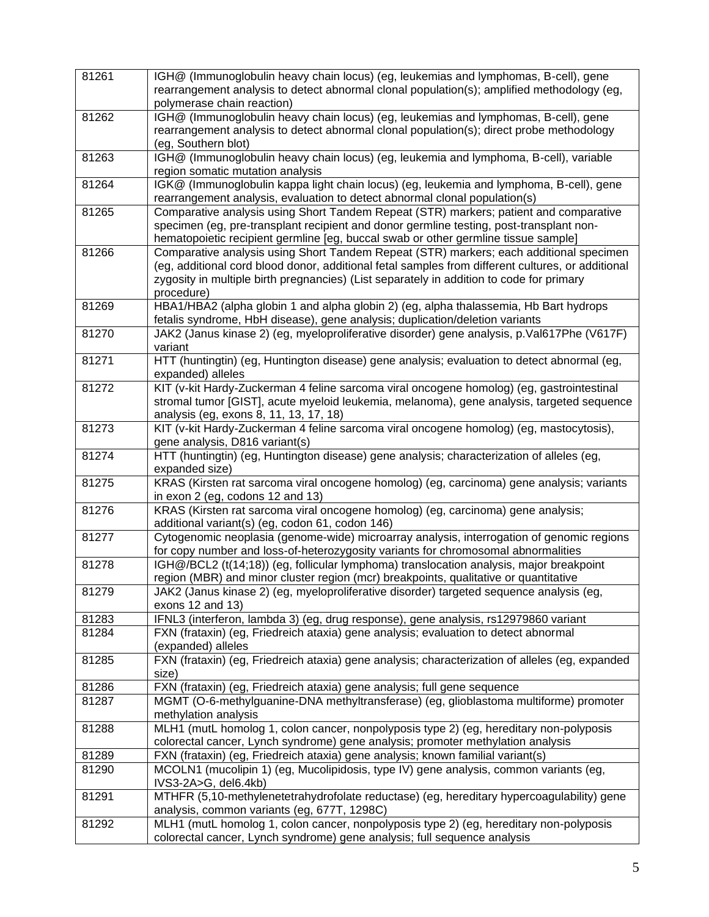| | |
|---|---|
| 81261 | IGH@ (Immunoglobulin heavy chain locus) (eg, leukemias and lymphomas, B-cell), gene rearrangement analysis to detect abnormal clonal population(s); amplified methodology (eg, polymerase chain reaction) |
| 81262 | IGH@ (Immunoglobulin heavy chain locus) (eg, leukemias and lymphomas, B-cell), gene rearrangement analysis to detect abnormal clonal population(s); direct probe methodology (eg, Southern blot) |
| 81263 | IGH@ (Immunoglobulin heavy chain locus) (eg, leukemia and lymphoma, B-cell), variable region somatic mutation analysis |
| 81264 | IGK@ (Immunoglobulin kappa light chain locus) (eg, leukemia and lymphoma, B-cell), gene rearrangement analysis, evaluation to detect abnormal clonal population(s) |
| 81265 | Comparative analysis using Short Tandem Repeat (STR) markers; patient and comparative specimen (eg, pre-transplant recipient and donor germline testing, post-transplant non-hematopoietic recipient germline [eg, buccal swab or other germline tissue sample] |
| 81266 | Comparative analysis using Short Tandem Repeat (STR) markers; each additional specimen (eg, additional cord blood donor, additional fetal samples from different cultures, or additional zygosity in multiple birth pregnancies) (List separately in addition to code for primary procedure) |
| 81269 | HBA1/HBA2 (alpha globin 1 and alpha globin 2) (eg, alpha thalassemia, Hb Bart hydrops fetalis syndrome, HbH disease), gene analysis; duplication/deletion variants |
| 81270 | JAK2 (Janus kinase 2) (eg, myeloproliferative disorder) gene analysis, p.Val617Phe (V617F) variant |
| 81271 | HTT (huntingtin) (eg, Huntington disease) gene analysis; evaluation to detect abnormal (eg, expanded) alleles |
| 81272 | KIT (v-kit Hardy-Zuckerman 4 feline sarcoma viral oncogene homolog) (eg, gastrointestinal stromal tumor [GIST], acute myeloid leukemia, melanoma), gene analysis, targeted sequence analysis (eg, exons 8, 11, 13, 17, 18) |
| 81273 | KIT (v-kit Hardy-Zuckerman 4 feline sarcoma viral oncogene homolog) (eg, mastocytosis), gene analysis, D816 variant(s) |
| 81274 | HTT (huntingtin) (eg, Huntington disease) gene analysis; characterization of alleles (eg, expanded size) |
| 81275 | KRAS (Kirsten rat sarcoma viral oncogene homolog) (eg, carcinoma) gene analysis; variants in exon 2 (eg, codons 12 and 13) |
| 81276 | KRAS (Kirsten rat sarcoma viral oncogene homolog) (eg, carcinoma) gene analysis; additional variant(s) (eg, codon 61, codon 146) |
| 81277 | Cytogenomic neoplasia (genome-wide) microarray analysis, interrogation of genomic regions for copy number and loss-of-heterozygosity variants for chromosomal abnormalities |
| 81278 | IGH@/BCL2 (t(14;18)) (eg, follicular lymphoma) translocation analysis, major breakpoint region (MBR) and minor cluster region (mcr) breakpoints, qualitative or quantitative |
| 81279 | JAK2 (Janus kinase 2) (eg, myeloproliferative disorder) targeted sequence analysis (eg, exons 12 and 13) |
| 81283 | IFNL3 (interferon, lambda 3) (eg, drug response), gene analysis, rs12979860 variant |
| 81284 | FXN (frataxin) (eg, Friedreich ataxia) gene analysis; evaluation to detect abnormal (expanded) alleles |
| 81285 | FXN (frataxin) (eg, Friedreich ataxia) gene analysis; characterization of alleles (eg, expanded size) |
| 81286 | FXN (frataxin) (eg, Friedreich ataxia) gene analysis; full gene sequence |
| 81287 | MGMT (O-6-methylguanine-DNA methyltransferase) (eg, glioblastoma multiforme) promoter methylation analysis |
| 81288 | MLH1 (mutL homolog 1, colon cancer, nonpolyposis type 2) (eg, hereditary non-polyposis colorectal cancer, Lynch syndrome) gene analysis; promoter methylation analysis |
| 81289 | FXN (frataxin) (eg, Friedreich ataxia) gene analysis; known familial variant(s) |
| 81290 | MCOLN1 (mucolipin 1) (eg, Mucolipidosis, type IV) gene analysis, common variants (eg, IVS3-2A>G, del6.4kb) |
| 81291 | MTHFR (5,10-methylenetetrahydrofolate reductase) (eg, hereditary hypercoagulability) gene analysis, common variants (eg, 677T, 1298C) |
| 81292 | MLH1 (mutL homolog 1, colon cancer, nonpolyposis type 2) (eg, hereditary non-polyposis colorectal cancer, Lynch syndrome) gene analysis; full sequence analysis |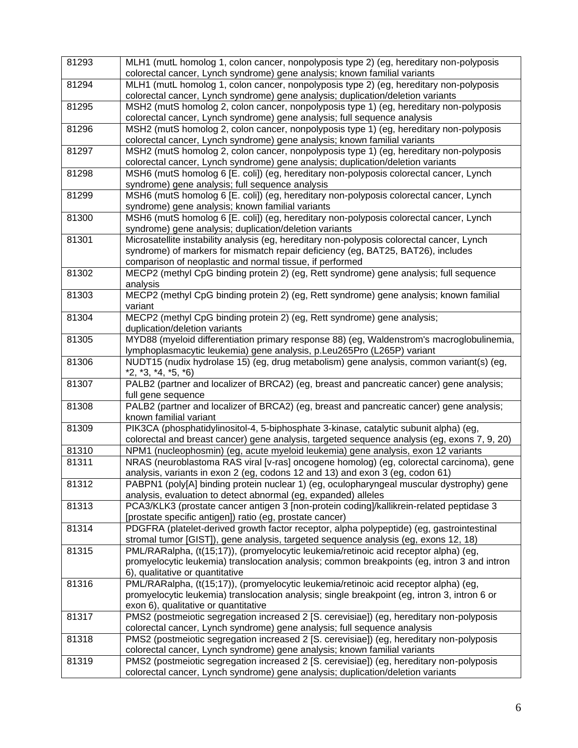| | |
|---|---|
| 81293 | MLH1 (mutL homolog 1, colon cancer, nonpolyposis type 2) (eg, hereditary non-polyposis colorectal cancer, Lynch syndrome) gene analysis; known familial variants |
| 81294 | MLH1 (mutL homolog 1, colon cancer, nonpolyposis type 2) (eg, hereditary non-polyposis colorectal cancer, Lynch syndrome) gene analysis; duplication/deletion variants |
| 81295 | MSH2 (mutS homolog 2, colon cancer, nonpolyposis type 1) (eg, hereditary non-polyposis colorectal cancer, Lynch syndrome) gene analysis; full sequence analysis |
| 81296 | MSH2 (mutS homolog 2, colon cancer, nonpolyposis type 1) (eg, hereditary non-polyposis colorectal cancer, Lynch syndrome) gene analysis; known familial variants |
| 81297 | MSH2 (mutS homolog 2, colon cancer, nonpolyposis type 1) (eg, hereditary non-polyposis colorectal cancer, Lynch syndrome) gene analysis; duplication/deletion variants |
| 81298 | MSH6 (mutS homolog 6 [E. coli]) (eg, hereditary non-polyposis colorectal cancer, Lynch syndrome) gene analysis; full sequence analysis |
| 81299 | MSH6 (mutS homolog 6 [E. coli]) (eg, hereditary non-polyposis colorectal cancer, Lynch syndrome) gene analysis; known familial variants |
| 81300 | MSH6 (mutS homolog 6 [E. coli]) (eg, hereditary non-polyposis colorectal cancer, Lynch syndrome) gene analysis; duplication/deletion variants |
| 81301 | Microsatellite instability analysis (eg, hereditary non-polyposis colorectal cancer, Lynch syndrome) of markers for mismatch repair deficiency (eg, BAT25, BAT26), includes comparison of neoplastic and normal tissue, if performed |
| 81302 | MECP2 (methyl CpG binding protein 2) (eg, Rett syndrome) gene analysis; full sequence analysis |
| 81303 | MECP2 (methyl CpG binding protein 2) (eg, Rett syndrome) gene analysis; known familial variant |
| 81304 | MECP2 (methyl CpG binding protein 2) (eg, Rett syndrome) gene analysis; duplication/deletion variants |
| 81305 | MYD88 (myeloid differentiation primary response 88) (eg, Waldenstrom's macroglobulinemia, lymphoplasmacytic leukemia) gene analysis, p.Leu265Pro (L265P) variant |
| 81306 | NUDT15 (nudix hydrolase 15) (eg, drug metabolism) gene analysis, common variant(s) (eg, *2, *3, *4, *5, *6) |
| 81307 | PALB2 (partner and localizer of BRCA2) (eg, breast and pancreatic cancer) gene analysis; full gene sequence |
| 81308 | PALB2 (partner and localizer of BRCA2) (eg, breast and pancreatic cancer) gene analysis; known familial variant |
| 81309 | PIK3CA (phosphatidylinositol-4, 5-biphosphate 3-kinase, catalytic subunit alpha) (eg, colorectal and breast cancer) gene analysis, targeted sequence analysis (eg, exons 7, 9, 20) |
| 81310 | NPM1 (nucleophosmin) (eg, acute myeloid leukemia) gene analysis, exon 12 variants |
| 81311 | NRAS (neuroblastoma RAS viral [v-ras] oncogene homolog) (eg, colorectal carcinoma), gene analysis, variants in exon 2 (eg, codons 12 and 13) and exon 3 (eg, codon 61) |
| 81312 | PABPN1 (poly[A] binding protein nuclear 1) (eg, oculopharyngeal muscular dystrophy) gene analysis, evaluation to detect abnormal (eg, expanded) alleles |
| 81313 | PCA3/KLK3 (prostate cancer antigen 3 [non-protein coding]/kallikrein-related peptidase 3 [prostate specific antigen]) ratio (eg, prostate cancer) |
| 81314 | PDGFRA (platelet-derived growth factor receptor, alpha polypeptide) (eg, gastrointestinal stromal tumor [GIST]), gene analysis, targeted sequence analysis (eg, exons 12, 18) |
| 81315 | PML/RARalpha, (t(15;17)), (promyelocytic leukemia/retinoic acid receptor alpha) (eg, promyelocytic leukemia) translocation analysis; common breakpoints (eg, intron 3 and intron 6), qualitative or quantitative |
| 81316 | PML/RARalpha, (t(15;17)), (promyelocytic leukemia/retinoic acid receptor alpha) (eg, promyelocytic leukemia) translocation analysis; single breakpoint (eg, intron 3, intron 6 or exon 6), qualitative or quantitative |
| 81317 | PMS2 (postmeiotic segregation increased 2 [S. cerevisiae]) (eg, hereditary non-polyposis colorectal cancer, Lynch syndrome) gene analysis; full sequence analysis |
| 81318 | PMS2 (postmeiotic segregation increased 2 [S. cerevisiae]) (eg, hereditary non-polyposis colorectal cancer, Lynch syndrome) gene analysis; known familial variants |
| 81319 | PMS2 (postmeiotic segregation increased 2 [S. cerevisiae]) (eg, hereditary non-polyposis colorectal cancer, Lynch syndrome) gene analysis; duplication/deletion variants |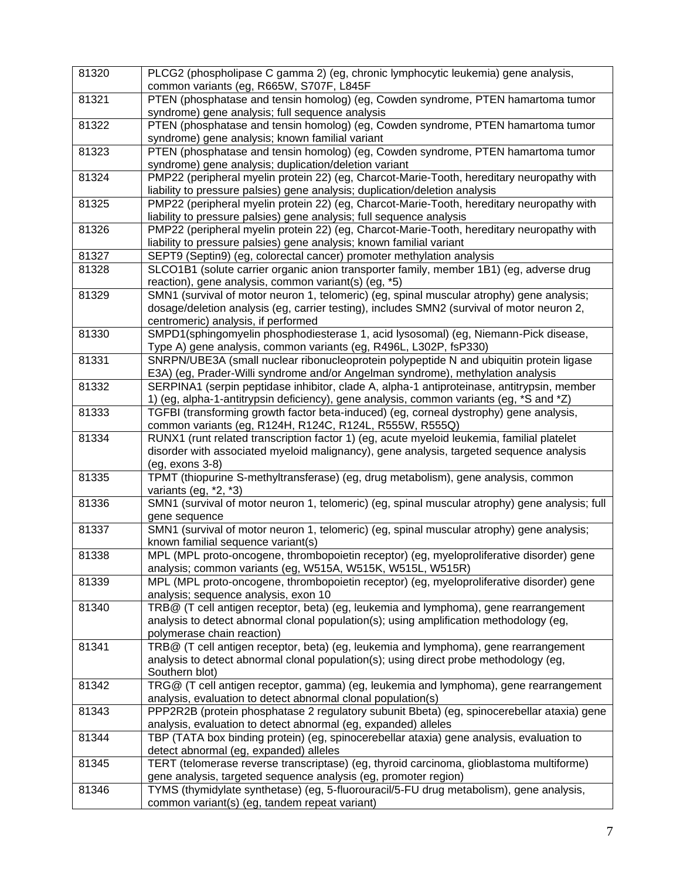| 81320 | PLCG2 (phospholipase C gamma 2) (eg, chronic lymphocytic leukemia) gene analysis, common variants (eg, R665W, S707F, L845F |
|---|---|
| 81321 | PTEN (phosphatase and tensin homolog) (eg, Cowden syndrome, PTEN hamartoma tumor syndrome) gene analysis; full sequence analysis |
| 81322 | PTEN (phosphatase and tensin homolog) (eg, Cowden syndrome, PTEN hamartoma tumor syndrome) gene analysis; known familial variant |
| 81323 | PTEN (phosphatase and tensin homolog) (eg, Cowden syndrome, PTEN hamartoma tumor syndrome) gene analysis; duplication/deletion variant |
| 81324 | PMP22 (peripheral myelin protein 22) (eg, Charcot-Marie-Tooth, hereditary neuropathy with liability to pressure palsies) gene analysis; duplication/deletion analysis |
| 81325 | PMP22 (peripheral myelin protein 22) (eg, Charcot-Marie-Tooth, hereditary neuropathy with liability to pressure palsies) gene analysis; full sequence analysis |
| 81326 | PMP22 (peripheral myelin protein 22) (eg, Charcot-Marie-Tooth, hereditary neuropathy with liability to pressure palsies) gene analysis; known familial variant |
| 81327 | SEPT9 (Septin9) (eg, colorectal cancer) promoter methylation analysis |
| 81328 | SLCO1B1 (solute carrier organic anion transporter family, member 1B1) (eg, adverse drug reaction), gene analysis, common variant(s) (eg, *5) |
| 81329 | SMN1 (survival of motor neuron 1, telomeric) (eg, spinal muscular atrophy) gene analysis; dosage/deletion analysis (eg, carrier testing), includes SMN2 (survival of motor neuron 2, centromeric) analysis, if performed |
| 81330 | SMPD1(sphingomyelin phosphodiesterase 1, acid lysosomal) (eg, Niemann-Pick disease, Type A) gene analysis, common variants (eg, R496L, L302P, fsP330) |
| 81331 | SNRPN/UBE3A (small nuclear ribonucleoprotein polypeptide N and ubiquitin protein ligase E3A) (eg, Prader-Willi syndrome and/or Angelman syndrome), methylation analysis |
| 81332 | SERPINA1 (serpin peptidase inhibitor, clade A, alpha-1 antiproteinase, antitrypsin, member 1) (eg, alpha-1-antitrypsin deficiency), gene analysis, common variants (eg, *S and *Z) |
| 81333 | TGFBI (transforming growth factor beta-induced) (eg, corneal dystrophy) gene analysis, common variants (eg, R124H, R124C, R124L, R555W, R555Q) |
| 81334 | RUNX1 (runt related transcription factor 1) (eg, acute myeloid leukemia, familial platelet disorder with associated myeloid malignancy), gene analysis, targeted sequence analysis (eg, exons 3-8) |
| 81335 | TPMT (thiopurine S-methyltransferase) (eg, drug metabolism), gene analysis, common variants (eg, *2, *3) |
| 81336 | SMN1 (survival of motor neuron 1, telomeric) (eg, spinal muscular atrophy) gene analysis; full gene sequence |
| 81337 | SMN1 (survival of motor neuron 1, telomeric) (eg, spinal muscular atrophy) gene analysis; known familial sequence variant(s) |
| 81338 | MPL (MPL proto-oncogene, thrombopoietin receptor) (eg, myeloproliferative disorder) gene analysis; common variants (eg, W515A, W515K, W515L, W515R) |
| 81339 | MPL (MPL proto-oncogene, thrombopoietin receptor) (eg, myeloproliferative disorder) gene analysis; sequence analysis, exon 10 |
| 81340 | TRB@ (T cell antigen receptor, beta) (eg, leukemia and lymphoma), gene rearrangement analysis to detect abnormal clonal population(s); using amplification methodology (eg, polymerase chain reaction) |
| 81341 | TRB@ (T cell antigen receptor, beta) (eg, leukemia and lymphoma), gene rearrangement analysis to detect abnormal clonal population(s); using direct probe methodology (eg, Southern blot) |
| 81342 | TRG@ (T cell antigen receptor, gamma) (eg, leukemia and lymphoma), gene rearrangement analysis, evaluation to detect abnormal clonal population(s) |
| 81343 | PPP2R2B (protein phosphatase 2 regulatory subunit Bbeta) (eg, spinocerebellar ataxia) gene analysis, evaluation to detect abnormal (eg, expanded) alleles |
| 81344 | TBP (TATA box binding protein) (eg, spinocerebellar ataxia) gene analysis, evaluation to detect abnormal (eg, expanded) alleles |
| 81345 | TERT (telomerase reverse transcriptase) (eg, thyroid carcinoma, glioblastoma multiforme) gene analysis, targeted sequence analysis (eg, promoter region) |
| 81346 | TYMS (thymidylate synthetase) (eg, 5-fluorouracil/5-FU drug metabolism), gene analysis, common variant(s) (eg, tandem repeat variant) |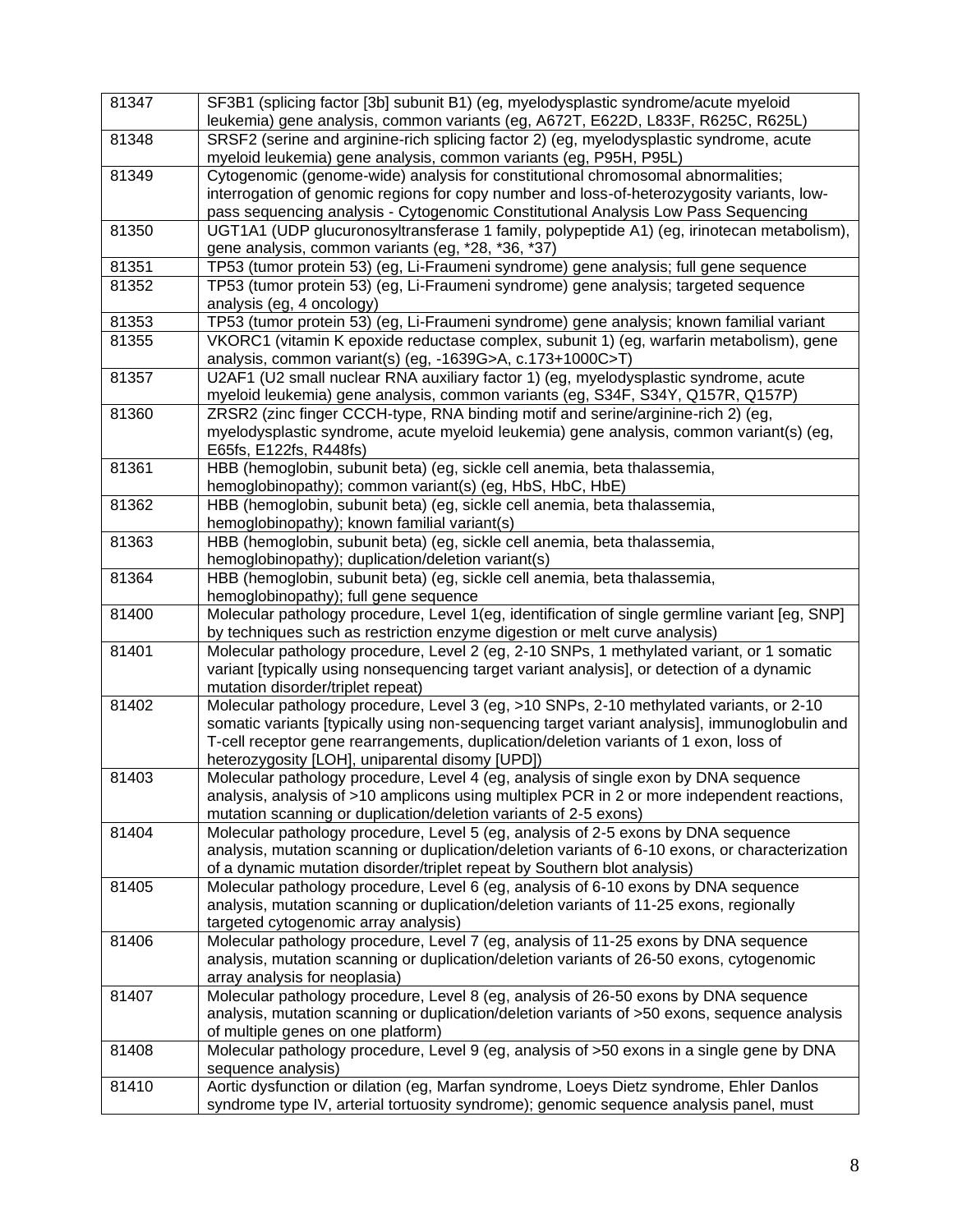| | |
|---|---|
| 81347 | SF3B1 (splicing factor [3b] subunit B1) (eg, myelodysplastic syndrome/acute myeloid leukemia) gene analysis, common variants (eg, A672T, E622D, L833F, R625C, R625L) |
| 81348 | SRSF2 (serine and arginine-rich splicing factor 2) (eg, myelodysplastic syndrome, acute myeloid leukemia) gene analysis, common variants (eg, P95H, P95L) |
| 81349 | Cytogenomic (genome-wide) analysis for constitutional chromosomal abnormalities; interrogation of genomic regions for copy number and loss-of-heterozygosity variants, low-pass sequencing analysis - Cytogenomic Constitutional Analysis Low Pass Sequencing |
| 81350 | UGT1A1 (UDP glucuronosyltransferase 1 family, polypeptide A1) (eg, irinotecan metabolism), gene analysis, common variants (eg, *28, *36, *37) |
| 81351 | TP53 (tumor protein 53) (eg, Li-Fraumeni syndrome) gene analysis; full gene sequence |
| 81352 | TP53 (tumor protein 53) (eg, Li-Fraumeni syndrome) gene analysis; targeted sequence analysis (eg, 4 oncology) |
| 81353 | TP53 (tumor protein 53) (eg, Li-Fraumeni syndrome) gene analysis; known familial variant |
| 81355 | VKORC1 (vitamin K epoxide reductase complex, subunit 1) (eg, warfarin metabolism), gene analysis, common variant(s) (eg, -1639G>A, c.173+1000C>T) |
| 81357 | U2AF1 (U2 small nuclear RNA auxiliary factor 1) (eg, myelodysplastic syndrome, acute myeloid leukemia) gene analysis, common variants (eg, S34F, S34Y, Q157R, Q157P) |
| 81360 | ZRSR2 (zinc finger CCCH-type, RNA binding motif and serine/arginine-rich 2) (eg, myelodysplastic syndrome, acute myeloid leukemia) gene analysis, common variant(s) (eg, E65fs, E122fs, R448fs) |
| 81361 | HBB (hemoglobin, subunit beta) (eg, sickle cell anemia, beta thalassemia, hemoglobinopathy); common variant(s) (eg, HbS, HbC, HbE) |
| 81362 | HBB (hemoglobin, subunit beta) (eg, sickle cell anemia, beta thalassemia, hemoglobinopathy); known familial variant(s) |
| 81363 | HBB (hemoglobin, subunit beta) (eg, sickle cell anemia, beta thalassemia, hemoglobinopathy); duplication/deletion variant(s) |
| 81364 | HBB (hemoglobin, subunit beta) (eg, sickle cell anemia, beta thalassemia, hemoglobinopathy); full gene sequence |
| 81400 | Molecular pathology procedure, Level 1(eg, identification of single germline variant [eg, SNP] by techniques such as restriction enzyme digestion or melt curve analysis) |
| 81401 | Molecular pathology procedure, Level 2 (eg, 2-10 SNPs, 1 methylated variant, or 1 somatic variant [typically using nonsequencing target variant analysis], or detection of a dynamic mutation disorder/triplet repeat) |
| 81402 | Molecular pathology procedure, Level 3 (eg, >10 SNPs, 2-10 methylated variants, or 2-10 somatic variants [typically using non-sequencing target variant analysis], immunoglobulin and T-cell receptor gene rearrangements, duplication/deletion variants of 1 exon, loss of heterozygosity [LOH], uniparental disomy [UPD]) |
| 81403 | Molecular pathology procedure, Level 4 (eg, analysis of single exon by DNA sequence analysis, analysis of >10 amplicons using multiplex PCR in 2 or more independent reactions, mutation scanning or duplication/deletion variants of 2-5 exons) |
| 81404 | Molecular pathology procedure, Level 5 (eg, analysis of 2-5 exons by DNA sequence analysis, mutation scanning or duplication/deletion variants of 6-10 exons, or characterization of a dynamic mutation disorder/triplet repeat by Southern blot analysis) |
| 81405 | Molecular pathology procedure, Level 6 (eg, analysis of 6-10 exons by DNA sequence analysis, mutation scanning or duplication/deletion variants of 11-25 exons, regionally targeted cytogenomic array analysis) |
| 81406 | Molecular pathology procedure, Level 7 (eg, analysis of 11-25 exons by DNA sequence analysis, mutation scanning or duplication/deletion variants of 26-50 exons, cytogenomic array analysis for neoplasia) |
| 81407 | Molecular pathology procedure, Level 8 (eg, analysis of 26-50 exons by DNA sequence analysis, mutation scanning or duplication/deletion variants of >50 exons, sequence analysis of multiple genes on one platform) |
| 81408 | Molecular pathology procedure, Level 9 (eg, analysis of >50 exons in a single gene by DNA sequence analysis) |
| 81410 | Aortic dysfunction or dilation (eg, Marfan syndrome, Loeys Dietz syndrome, Ehler Danlos syndrome type IV, arterial tortuosity syndrome); genomic sequence analysis panel, must |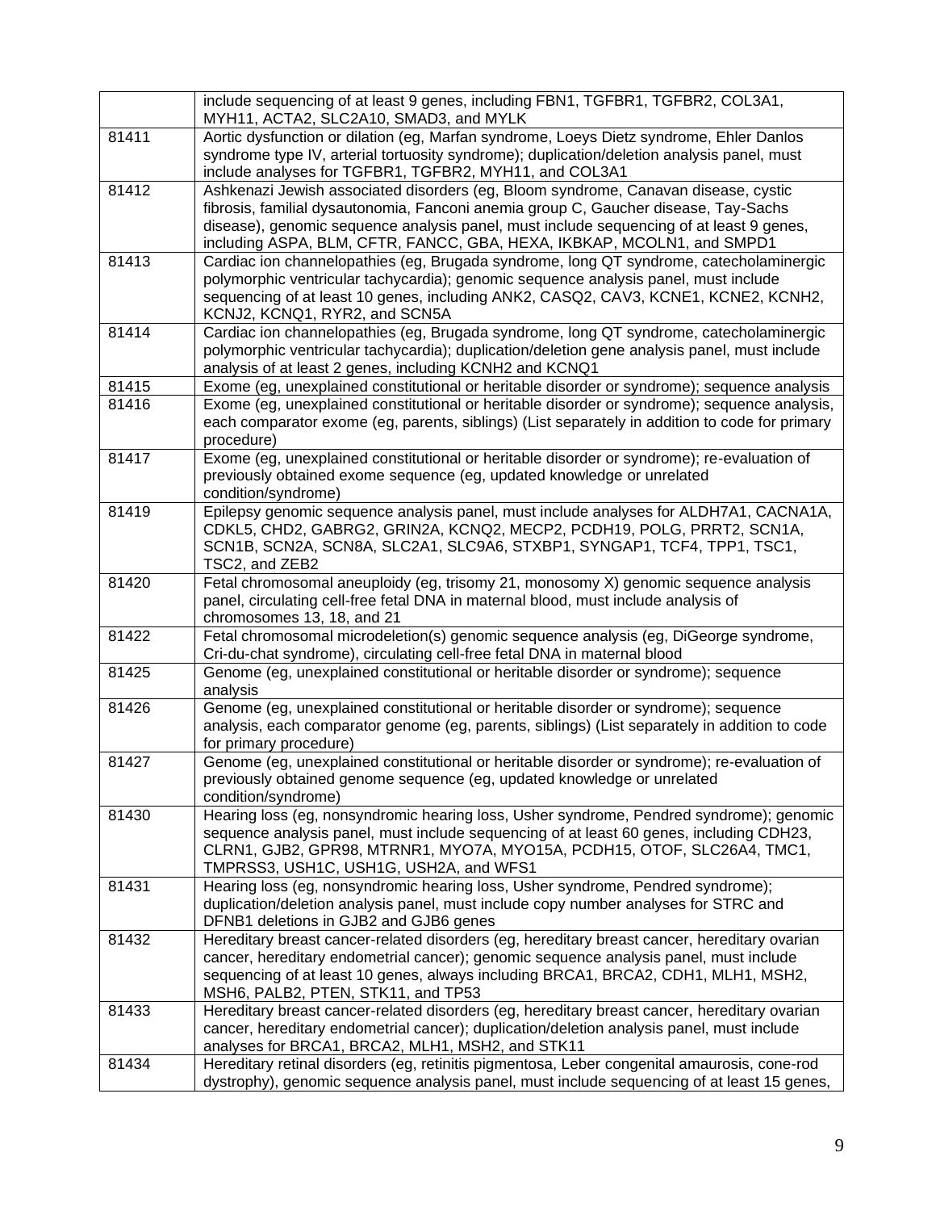| | |
|---|---|
| | include sequencing of at least 9 genes, including FBN1, TGFBR1, TGFBR2, COL3A1, MYH11, ACTA2, SLC2A10, SMAD3, and MYLK |
| 81411 | Aortic dysfunction or dilation (eg, Marfan syndrome, Loeys Dietz syndrome, Ehler Danlos syndrome type IV, arterial tortuosity syndrome); duplication/deletion analysis panel, must include analyses for TGFBR1, TGFBR2, MYH11, and COL3A1 |
| 81412 | Ashkenazi Jewish associated disorders (eg, Bloom syndrome, Canavan disease, cystic fibrosis, familial dysautonomia, Fanconi anemia group C, Gaucher disease, Tay-Sachs disease), genomic sequence analysis panel, must include sequencing of at least 9 genes, including ASPA, BLM, CFTR, FANCC, GBA, HEXA, IKBKAP, MCOLN1, and SMPD1 |
| 81413 | Cardiac ion channelopathies (eg, Brugada syndrome, long QT syndrome, catecholaminergic polymorphic ventricular tachycardia); genomic sequence analysis panel, must include sequencing of at least 10 genes, including ANK2, CASQ2, CAV3, KCNE1, KCNE2, KCNH2, KCNJ2, KCNQ1, RYR2, and SCN5A |
| 81414 | Cardiac ion channelopathies (eg, Brugada syndrome, long QT syndrome, catecholaminergic polymorphic ventricular tachycardia); duplication/deletion gene analysis panel, must include analysis of at least 2 genes, including KCNH2 and KCNQ1 |
| 81415 | Exome (eg, unexplained constitutional or heritable disorder or syndrome); sequence analysis |
| 81416 | Exome (eg, unexplained constitutional or heritable disorder or syndrome); sequence analysis, each comparator exome (eg, parents, siblings) (List separately in addition to code for primary procedure) |
| 81417 | Exome (eg, unexplained constitutional or heritable disorder or syndrome); re-evaluation of previously obtained exome sequence (eg, updated knowledge or unrelated condition/syndrome) |
| 81419 | Epilepsy genomic sequence analysis panel, must include analyses for ALDH7A1, CACNA1A, CDKL5, CHD2, GABRG2, GRIN2A, KCNQ2, MECP2, PCDH19, POLG, PRRT2, SCN1A, SCN1B, SCN2A, SCN8A, SLC2A1, SLC9A6, STXBP1, SYNGAP1, TCF4, TPP1, TSC1, TSC2, and ZEB2 |
| 81420 | Fetal chromosomal aneuploidy (eg, trisomy 21, monosomy X) genomic sequence analysis panel, circulating cell-free fetal DNA in maternal blood, must include analysis of chromosomes 13, 18, and 21 |
| 81422 | Fetal chromosomal microdeletion(s) genomic sequence analysis (eg, DiGeorge syndrome, Cri-du-chat syndrome), circulating cell-free fetal DNA in maternal blood |
| 81425 | Genome (eg, unexplained constitutional or heritable disorder or syndrome); sequence analysis |
| 81426 | Genome (eg, unexplained constitutional or heritable disorder or syndrome); sequence analysis, each comparator genome (eg, parents, siblings) (List separately in addition to code for primary procedure) |
| 81427 | Genome (eg, unexplained constitutional or heritable disorder or syndrome); re-evaluation of previously obtained genome sequence (eg, updated knowledge or unrelated condition/syndrome) |
| 81430 | Hearing loss (eg, nonsyndromic hearing loss, Usher syndrome, Pendred syndrome); genomic sequence analysis panel, must include sequencing of at least 60 genes, including CDH23, CLRN1, GJB2, GPR98, MTRNR1, MYO7A, MYO15A, PCDH15, OTOF, SLC26A4, TMC1, TMPRSS3, USH1C, USH1G, USH2A, and WFS1 |
| 81431 | Hearing loss (eg, nonsyndromic hearing loss, Usher syndrome, Pendred syndrome); duplication/deletion analysis panel, must include copy number analyses for STRC and DFNB1 deletions in GJB2 and GJB6 genes |
| 81432 | Hereditary breast cancer-related disorders (eg, hereditary breast cancer, hereditary ovarian cancer, hereditary endometrial cancer); genomic sequence analysis panel, must include sequencing of at least 10 genes, always including BRCA1, BRCA2, CDH1, MLH1, MSH2, MSH6, PALB2, PTEN, STK11, and TP53 |
| 81433 | Hereditary breast cancer-related disorders (eg, hereditary breast cancer, hereditary ovarian cancer, hereditary endometrial cancer); duplication/deletion analysis panel, must include analyses for BRCA1, BRCA2, MLH1, MSH2, and STK11 |
| 81434 | Hereditary retinal disorders (eg, retinitis pigmentosa, Leber congenital amaurosis, cone-rod dystrophy), genomic sequence analysis panel, must include sequencing of at least 15 genes, |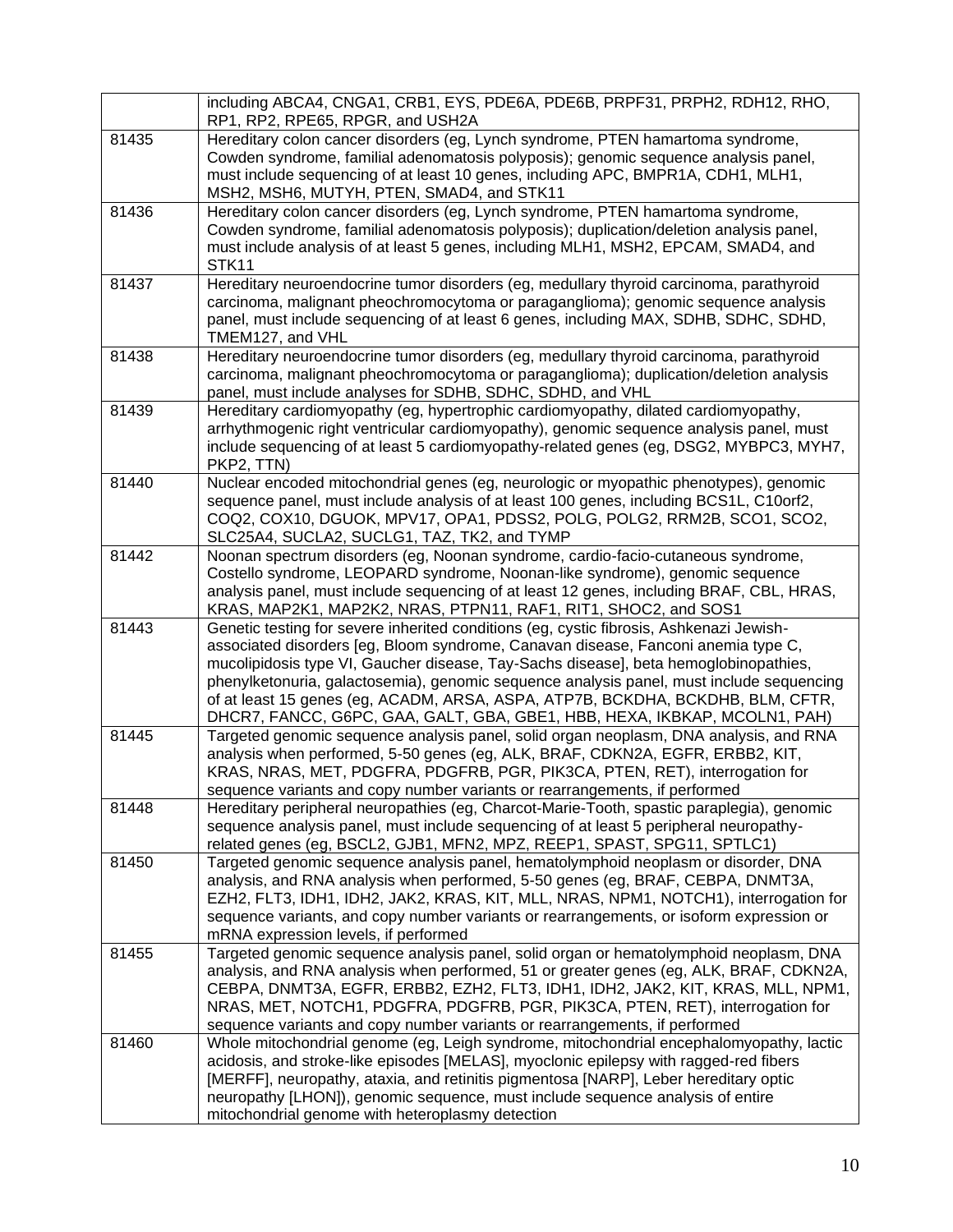| | |
|---|---|
| | including ABCA4, CNGA1, CRB1, EYS, PDE6A, PDE6B, PRPF31, PRPH2, RDH12, RHO, RP1, RP2, RPE65, RPGR, and USH2A |
| 81435 | Hereditary colon cancer disorders (eg, Lynch syndrome, PTEN hamartoma syndrome, Cowden syndrome, familial adenomatosis polyposis); genomic sequence analysis panel, must include sequencing of at least 10 genes, including APC, BMPR1A, CDH1, MLH1, MSH2, MSH6, MUTYH, PTEN, SMAD4, and STK11 |
| 81436 | Hereditary colon cancer disorders (eg, Lynch syndrome, PTEN hamartoma syndrome, Cowden syndrome, familial adenomatosis polyposis); duplication/deletion analysis panel, must include analysis of at least 5 genes, including MLH1, MSH2, EPCAM, SMAD4, and STK11 |
| 81437 | Hereditary neuroendocrine tumor disorders (eg, medullary thyroid carcinoma, parathyroid carcinoma, malignant pheochromocytoma or paraganglioma); genomic sequence analysis panel, must include sequencing of at least 6 genes, including MAX, SDHB, SDHC, SDHD, TMEM127, and VHL |
| 81438 | Hereditary neuroendocrine tumor disorders (eg, medullary thyroid carcinoma, parathyroid carcinoma, malignant pheochromocytoma or paraganglioma); duplication/deletion analysis panel, must include analyses for SDHB, SDHC, SDHD, and VHL |
| 81439 | Hereditary cardiomyopathy (eg, hypertrophic cardiomyopathy, dilated cardiomyopathy, arrhythmogenic right ventricular cardiomyopathy), genomic sequence analysis panel, must include sequencing of at least 5 cardiomyopathy-related genes (eg, DSG2, MYBPC3, MYH7, PKP2, TTN) |
| 81440 | Nuclear encoded mitochondrial genes (eg, neurologic or myopathic phenotypes), genomic sequence panel, must include analysis of at least 100 genes, including BCS1L, C10orf2, COQ2, COX10, DGUOK, MPV17, OPA1, PDSS2, POLG, POLG2, RRM2B, SCO1, SCO2, SLC25A4, SUCLA2, SUCLG1, TAZ, TK2, and TYMP |
| 81442 | Noonan spectrum disorders (eg, Noonan syndrome, cardio-facio-cutaneous syndrome, Costello syndrome, LEOPARD syndrome, Noonan-like syndrome), genomic sequence analysis panel, must include sequencing of at least 12 genes, including BRAF, CBL, HRAS, KRAS, MAP2K1, MAP2K2, NRAS, PTPN11, RAF1, RIT1, SHOC2, and SOS1 |
| 81443 | Genetic testing for severe inherited conditions (eg, cystic fibrosis, Ashkenazi Jewish-associated disorders [eg, Bloom syndrome, Canavan disease, Fanconi anemia type C, mucolipidosis type VI, Gaucher disease, Tay-Sachs disease], beta hemoglobinopathies, phenylketonuria, galactosemia), genomic sequence analysis panel, must include sequencing of at least 15 genes (eg, ACADM, ARSA, ASPA, ATP7B, BCKDHA, BCKDHB, BLM, CFTR, DHCR7, FANCC, G6PC, GAA, GALT, GBA, GBE1, HBB, HEXA, IKBKAP, MCOLN1, PAH) |
| 81445 | Targeted genomic sequence analysis panel, solid organ neoplasm, DNA analysis, and RNA analysis when performed, 5-50 genes (eg, ALK, BRAF, CDKN2A, EGFR, ERBB2, KIT, KRAS, NRAS, MET, PDGFRA, PDGFRB, PGR, PIK3CA, PTEN, RET), interrogation for sequence variants and copy number variants or rearrangements, if performed |
| 81448 | Hereditary peripheral neuropathies (eg, Charcot-Marie-Tooth, spastic paraplegia), genomic sequence analysis panel, must include sequencing of at least 5 peripheral neuropathy-related genes (eg, BSCL2, GJB1, MFN2, MPZ, REEP1, SPAST, SPG11, SPTLC1) |
| 81450 | Targeted genomic sequence analysis panel, hematolymphoid neoplasm or disorder, DNA analysis, and RNA analysis when performed, 5-50 genes (eg, BRAF, CEBPA, DNMT3A, EZH2, FLT3, IDH1, IDH2, JAK2, KRAS, KIT, MLL, NRAS, NPM1, NOTCH1), interrogation for sequence variants, and copy number variants or rearrangements, or isoform expression or mRNA expression levels, if performed |
| 81455 | Targeted genomic sequence analysis panel, solid organ or hematolymphoid neoplasm, DNA analysis, and RNA analysis when performed, 51 or greater genes (eg, ALK, BRAF, CDKN2A, CEBPA, DNMT3A, EGFR, ERBB2, EZH2, FLT3, IDH1, IDH2, JAK2, KIT, KRAS, MLL, NPM1, NRAS, MET, NOTCH1, PDGFRA, PDGFRB, PGR, PIK3CA, PTEN, RET), interrogation for sequence variants and copy number variants or rearrangements, if performed |
| 81460 | Whole mitochondrial genome (eg, Leigh syndrome, mitochondrial encephalomyopathy, lactic acidosis, and stroke-like episodes [MELAS], myoclonic epilepsy with ragged-red fibers [MERFF], neuropathy, ataxia, and retinitis pigmentosa [NARP], Leber hereditary optic neuropathy [LHON]), genomic sequence, must include sequence analysis of entire mitochondrial genome with heteroplasmy detection |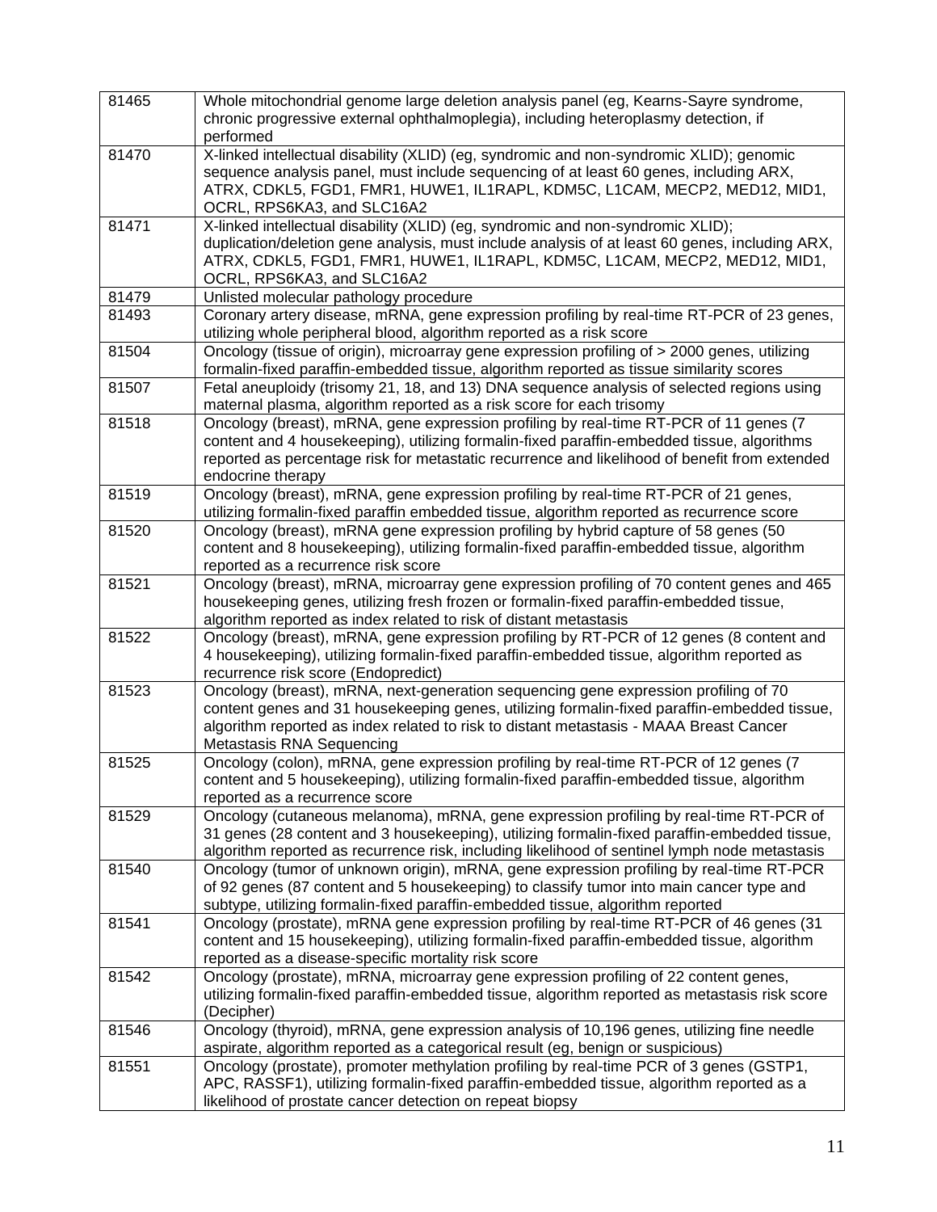| | |
|---|---|
| 81465 | Whole mitochondrial genome large deletion analysis panel (eg, Kearns-Sayre syndrome, chronic progressive external ophthalmoplegia), including heteroplasmy detection, if performed |
| 81470 | X-linked intellectual disability (XLID) (eg, syndromic and non-syndromic XLID); genomic sequence analysis panel, must include sequencing of at least 60 genes, including ARX, ATRX, CDKL5, FGD1, FMR1, HUWE1, IL1RAPL, KDM5C, L1CAM, MECP2, MED12, MID1, OCRL, RPS6KA3, and SLC16A2 |
| 81471 | X-linked intellectual disability (XLID) (eg, syndromic and non-syndromic XLID); duplication/deletion gene analysis, must include analysis of at least 60 genes, including ARX, ATRX, CDKL5, FGD1, FMR1, HUWE1, IL1RAPL, KDM5C, L1CAM, MECP2, MED12, MID1, OCRL, RPS6KA3, and SLC16A2 |
| 81479 | Unlisted molecular pathology procedure |
| 81493 | Coronary artery disease, mRNA, gene expression profiling by real-time RT-PCR of 23 genes, utilizing whole peripheral blood, algorithm reported as a risk score |
| 81504 | Oncology (tissue of origin), microarray gene expression profiling of > 2000 genes, utilizing formalin-fixed paraffin-embedded tissue, algorithm reported as tissue similarity scores |
| 81507 | Fetal aneuploidy (trisomy 21, 18, and 13) DNA sequence analysis of selected regions using maternal plasma, algorithm reported as a risk score for each trisomy |
| 81518 | Oncology (breast), mRNA, gene expression profiling by real-time RT-PCR of 11 genes (7 content and 4 housekeeping), utilizing formalin-fixed paraffin-embedded tissue, algorithms reported as percentage risk for metastatic recurrence and likelihood of benefit from extended endocrine therapy |
| 81519 | Oncology (breast), mRNA, gene expression profiling by real-time RT-PCR of 21 genes, utilizing formalin-fixed paraffin embedded tissue, algorithm reported as recurrence score |
| 81520 | Oncology (breast), mRNA gene expression profiling by hybrid capture of 58 genes (50 content and 8 housekeeping), utilizing formalin-fixed paraffin-embedded tissue, algorithm reported as a recurrence risk score |
| 81521 | Oncology (breast), mRNA, microarray gene expression profiling of 70 content genes and 465 housekeeping genes, utilizing fresh frozen or formalin-fixed paraffin-embedded tissue, algorithm reported as index related to risk of distant metastasis |
| 81522 | Oncology (breast), mRNA, gene expression profiling by RT-PCR of 12 genes (8 content and 4 housekeeping), utilizing formalin-fixed paraffin-embedded tissue, algorithm reported as recurrence risk score (Endopredict) |
| 81523 | Oncology (breast), mRNA, next-generation sequencing gene expression profiling of 70 content genes and 31 housekeeping genes, utilizing formalin-fixed paraffin-embedded tissue, algorithm reported as index related to risk to distant metastasis - MAAA Breast Cancer Metastasis RNA Sequencing |
| 81525 | Oncology (colon), mRNA, gene expression profiling by real-time RT-PCR of 12 genes (7 content and 5 housekeeping), utilizing formalin-fixed paraffin-embedded tissue, algorithm reported as a recurrence score |
| 81529 | Oncology (cutaneous melanoma), mRNA, gene expression profiling by real-time RT-PCR of 31 genes (28 content and 3 housekeeping), utilizing formalin-fixed paraffin-embedded tissue, algorithm reported as recurrence risk, including likelihood of sentinel lymph node metastasis |
| 81540 | Oncology (tumor of unknown origin), mRNA, gene expression profiling by real-time RT-PCR of 92 genes (87 content and 5 housekeeping) to classify tumor into main cancer type and subtype, utilizing formalin-fixed paraffin-embedded tissue, algorithm reported |
| 81541 | Oncology (prostate), mRNA gene expression profiling by real-time RT-PCR of 46 genes (31 content and 15 housekeeping), utilizing formalin-fixed paraffin-embedded tissue, algorithm reported as a disease-specific mortality risk score |
| 81542 | Oncology (prostate), mRNA, microarray gene expression profiling of 22 content genes, utilizing formalin-fixed paraffin-embedded tissue, algorithm reported as metastasis risk score (Decipher) |
| 81546 | Oncology (thyroid), mRNA, gene expression analysis of 10,196 genes, utilizing fine needle aspirate, algorithm reported as a categorical result (eg, benign or suspicious) |
| 81551 | Oncology (prostate), promoter methylation profiling by real-time PCR of 3 genes (GSTP1, APC, RASSF1), utilizing formalin-fixed paraffin-embedded tissue, algorithm reported as a likelihood of prostate cancer detection on repeat biopsy |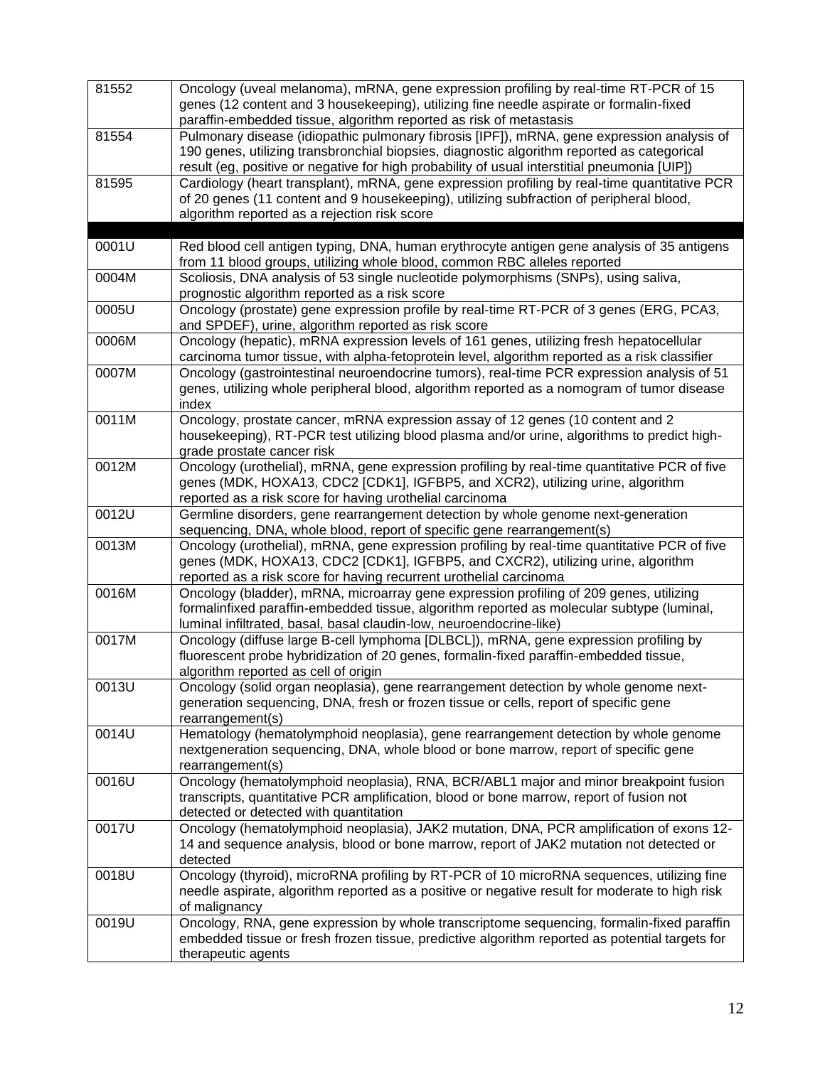| | |
|---|---|
| 81552 | Oncology (uveal melanoma), mRNA, gene expression profiling by real-time RT-PCR of 15 genes (12 content and 3 housekeeping), utilizing fine needle aspirate or formalin-fixed paraffin-embedded tissue, algorithm reported as risk of metastasis |
| 81554 | Pulmonary disease (idiopathic pulmonary fibrosis [IPF]), mRNA, gene expression analysis of 190 genes, utilizing transbronchial biopsies, diagnostic algorithm reported as categorical result (eg, positive or negative for high probability of usual interstitial pneumonia [UIP]) |
| 81595 | Cardiology (heart transplant), mRNA, gene expression profiling by real-time quantitative PCR of 20 genes (11 content and 9 housekeeping), utilizing subfraction of peripheral blood, algorithm reported as a rejection risk score |
| | |
| 0001U | Red blood cell antigen typing, DNA, human erythrocyte antigen gene analysis of 35 antigens from 11 blood groups, utilizing whole blood, common RBC alleles reported |
| 0004M | Scoliosis, DNA analysis of 53 single nucleotide polymorphisms (SNPs), using saliva, prognostic algorithm reported as a risk score |
| 0005U | Oncology (prostate) gene expression profile by real-time RT-PCR of 3 genes (ERG, PCA3, and SPDEF), urine, algorithm reported as risk score |
| 0006M | Oncology (hepatic), mRNA expression levels of 161 genes, utilizing fresh hepatocellular carcinoma tumor tissue, with alpha-fetoprotein level, algorithm reported as a risk classifier |
| 0007M | Oncology (gastrointestinal neuroendocrine tumors), real-time PCR expression analysis of 51 genes, utilizing whole peripheral blood, algorithm reported as a nomogram of tumor disease index |
| 0011M | Oncology, prostate cancer, mRNA expression assay of 12 genes (10 content and 2 housekeeping), RT-PCR test utilizing blood plasma and/or urine, algorithms to predict high-grade prostate cancer risk |
| 0012M | Oncology (urothelial), mRNA, gene expression profiling by real-time quantitative PCR of five genes (MDK, HOXA13, CDC2 [CDK1], IGFBP5, and XCR2), utilizing urine, algorithm reported as a risk score for having urothelial carcinoma |
| 0012U | Germline disorders, gene rearrangement detection by whole genome next-generation sequencing, DNA, whole blood, report of specific gene rearrangement(s) |
| 0013M | Oncology (urothelial), mRNA, gene expression profiling by real-time quantitative PCR of five genes (MDK, HOXA13, CDC2 [CDK1], IGFBP5, and CXCR2), utilizing urine, algorithm reported as a risk score for having recurrent urothelial carcinoma |
| 0016M | Oncology (bladder), mRNA, microarray gene expression profiling of 209 genes, utilizing formalinfixed paraffin-embedded tissue, algorithm reported as molecular subtype (luminal, luminal infiltrated, basal, basal claudin-low, neuroendocrine-like) |
| 0017M | Oncology (diffuse large B-cell lymphoma [DLBCL]), mRNA, gene expression profiling by fluorescent probe hybridization of 20 genes, formalin-fixed paraffin-embedded tissue, algorithm reported as cell of origin |
| 0013U | Oncology (solid organ neoplasia), gene rearrangement detection by whole genome next-generation sequencing, DNA, fresh or frozen tissue or cells, report of specific gene rearrangement(s) |
| 0014U | Hematology (hematolymphoid neoplasia), gene rearrangement detection by whole genome nextgeneration sequencing, DNA, whole blood or bone marrow, report of specific gene rearrangement(s) |
| 0016U | Oncology (hematolymphoid neoplasia), RNA, BCR/ABL1 major and minor breakpoint fusion transcripts, quantitative PCR amplification, blood or bone marrow, report of fusion not detected or detected with quantitation |
| 0017U | Oncology (hematolymphoid neoplasia), JAK2 mutation, DNA, PCR amplification of exons 12-14 and sequence analysis, blood or bone marrow, report of JAK2 mutation not detected or detected |
| 0018U | Oncology (thyroid), microRNA profiling by RT-PCR of 10 microRNA sequences, utilizing fine needle aspirate, algorithm reported as a positive or negative result for moderate to high risk of malignancy |
| 0019U | Oncology, RNA, gene expression by whole transcriptome sequencing, formalin-fixed paraffin embedded tissue or fresh frozen tissue, predictive algorithm reported as potential targets for therapeutic agents |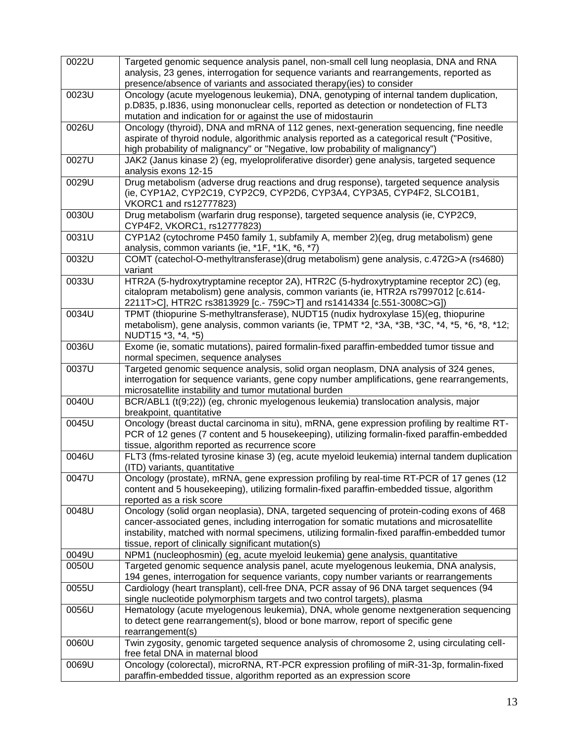| | |
|---|---|
| 0022U | Targeted genomic sequence analysis panel, non-small cell lung neoplasia, DNA and RNA analysis, 23 genes, interrogation for sequence variants and rearrangements, reported as presence/absence of variants and associated therapy(ies) to consider |
| 0023U | Oncology (acute myelogenous leukemia), DNA, genotyping of internal tandem duplication, p.D835, p.I836, using mononuclear cells, reported as detection or nondetection of FLT3 mutation and indication for or against the use of midostaurin |
| 0026U | Oncology (thyroid), DNA and mRNA of 112 genes, next-generation sequencing, fine needle aspirate of thyroid nodule, algorithmic analysis reported as a categorical result ("Positive, high probability of malignancy" or "Negative, low probability of malignancy") |
| 0027U | JAK2 (Janus kinase 2) (eg, myeloproliferative disorder) gene analysis, targeted sequence analysis exons 12-15 |
| 0029U | Drug metabolism (adverse drug reactions and drug response), targeted sequence analysis (ie, CYP1A2, CYP2C19, CYP2C9, CYP2D6, CYP3A4, CYP3A5, CYP4F2, SLCO1B1, VKORC1 and rs12777823) |
| 0030U | Drug metabolism (warfarin drug response), targeted sequence analysis (ie, CYP2C9, CYP4F2, VKORC1, rs12777823) |
| 0031U | CYP1A2 (cytochrome P450 family 1, subfamily A, member 2)(eg, drug metabolism) gene analysis, common variants (ie, *1F, *1K, *6, *7) |
| 0032U | COMT (catechol-O-methyltransferase)(drug metabolism) gene analysis, c.472G>A (rs4680) variant |
| 0033U | HTR2A (5-hydroxytryptamine receptor 2A), HTR2C (5-hydroxytryptamine receptor 2C) (eg, citalopram metabolism) gene analysis, common variants (ie, HTR2A rs7997012 [c.614-2211T>C], HTR2C rs3813929 [c.- 759C>T] and rs1414334 [c.551-3008C>G]) |
| 0034U | TPMT (thiopurine S-methyltransferase), NUDT15 (nudix hydroxylase 15)(eg, thiopurine metabolism), gene analysis, common variants (ie, TPMT *2, *3A, *3B, *3C, *4, *5, *6, *8, *12; NUDT15 *3, *4, *5) |
| 0036U | Exome (ie, somatic mutations), paired formalin-fixed paraffin-embedded tumor tissue and normal specimen, sequence analyses |
| 0037U | Targeted genomic sequence analysis, solid organ neoplasm, DNA analysis of 324 genes, interrogation for sequence variants, gene copy number amplifications, gene rearrangements, microsatellite instability and tumor mutational burden |
| 0040U | BCR/ABL1 (t(9;22)) (eg, chronic myelogenous leukemia) translocation analysis, major breakpoint, quantitative |
| 0045U | Oncology (breast ductal carcinoma in situ), mRNA, gene expression profiling by realtime RT-PCR of 12 genes (7 content and 5 housekeeping), utilizing formalin-fixed paraffin-embedded tissue, algorithm reported as recurrence score |
| 0046U | FLT3 (fms-related tyrosine kinase 3) (eg, acute myeloid leukemia) internal tandem duplication (ITD) variants, quantitative |
| 0047U | Oncology (prostate), mRNA, gene expression profiling by real-time RT-PCR of 17 genes (12 content and 5 housekeeping), utilizing formalin-fixed paraffin-embedded tissue, algorithm reported as a risk score |
| 0048U | Oncology (solid organ neoplasia), DNA, targeted sequencing of protein-coding exons of 468 cancer-associated genes, including interrogation for somatic mutations and microsatellite instability, matched with normal specimens, utilizing formalin-fixed paraffin-embedded tumor tissue, report of clinically significant mutation(s) |
| 0049U | NPM1 (nucleophosmin) (eg, acute myeloid leukemia) gene analysis, quantitative |
| 0050U | Targeted genomic sequence analysis panel, acute myelogenous leukemia, DNA analysis, 194 genes, interrogation for sequence variants, copy number variants or rearrangements |
| 0055U | Cardiology (heart transplant), cell-free DNA, PCR assay of 96 DNA target sequences (94 single nucleotide polymorphism targets and two control targets), plasma |
| 0056U | Hematology (acute myelogenous leukemia), DNA, whole genome nextgeneration sequencing to detect gene rearrangement(s), blood or bone marrow, report of specific gene rearrangement(s) |
| 0060U | Twin zygosity, genomic targeted sequence analysis of chromosome 2, using circulating cell-free fetal DNA in maternal blood |
| 0069U | Oncology (colorectal), microRNA, RT-PCR expression profiling of miR-31-3p, formalin-fixed paraffin-embedded tissue, algorithm reported as an expression score |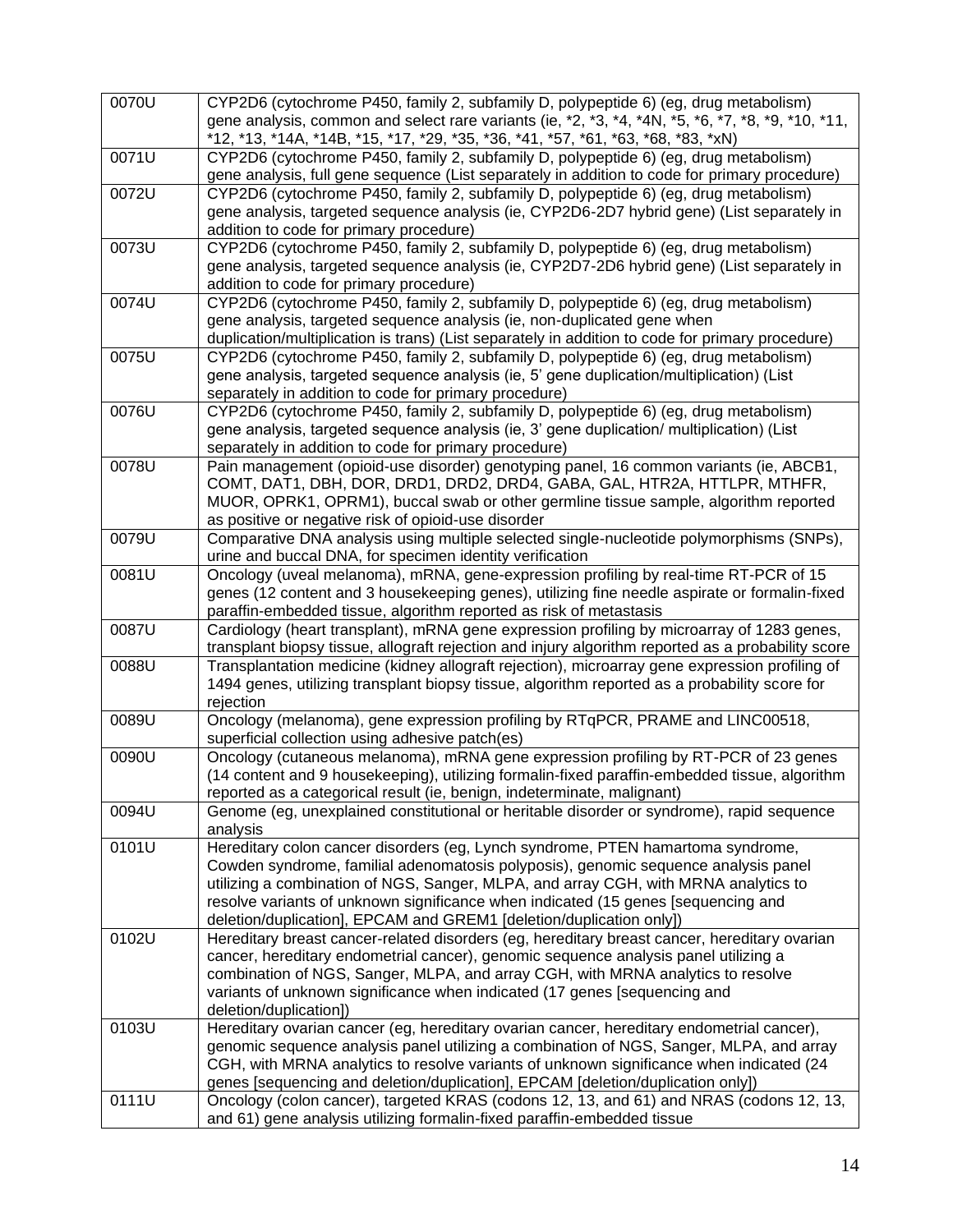| 0070U | CYP2D6 (cytochrome P450, family 2, subfamily D, polypeptide 6) (eg, drug metabolism) gene analysis, common and select rare variants (ie, *2, *3, *4, *4N, *5, *6, *7, *8, *9, *10, *11, *12, *13, *14A, *14B, *15, *17, *29, *35, *36, *41, *57, *61, *63, *68, *83, *xN) |
|---|---|
| 0071U | CYP2D6 (cytochrome P450, family 2, subfamily D, polypeptide 6) (eg, drug metabolism) gene analysis, full gene sequence (List separately in addition to code for primary procedure) |
| 0072U | CYP2D6 (cytochrome P450, family 2, subfamily D, polypeptide 6) (eg, drug metabolism) gene analysis, targeted sequence analysis (ie, CYP2D6-2D7 hybrid gene) (List separately in addition to code for primary procedure) |
| 0073U | CYP2D6 (cytochrome P450, family 2, subfamily D, polypeptide 6) (eg, drug metabolism) gene analysis, targeted sequence analysis (ie, CYP2D7-2D6 hybrid gene) (List separately in addition to code for primary procedure) |
| 0074U | CYP2D6 (cytochrome P450, family 2, subfamily D, polypeptide 6) (eg, drug metabolism) gene analysis, targeted sequence analysis (ie, non-duplicated gene when duplication/multiplication is trans) (List separately in addition to code for primary procedure) |
| 0075U | CYP2D6 (cytochrome P450, family 2, subfamily D, polypeptide 6) (eg, drug metabolism) gene analysis, targeted sequence analysis (ie, 5' gene duplication/multiplication) (List separately in addition to code for primary procedure) |
| 0076U | CYP2D6 (cytochrome P450, family 2, subfamily D, polypeptide 6) (eg, drug metabolism) gene analysis, targeted sequence analysis (ie, 3' gene duplication/ multiplication) (List separately in addition to code for primary procedure) |
| 0078U | Pain management (opioid-use disorder) genotyping panel, 16 common variants (ie, ABCB1, COMT, DAT1, DBH, DOR, DRD1, DRD2, DRD4, GABA, GAL, HTR2A, HTTLPR, MTHFR, MUOR, OPRK1, OPRM1), buccal swab or other germline tissue sample, algorithm reported as positive or negative risk of opioid-use disorder |
| 0079U | Comparative DNA analysis using multiple selected single-nucleotide polymorphisms (SNPs), urine and buccal DNA, for specimen identity verification |
| 0081U | Oncology (uveal melanoma), mRNA, gene-expression profiling by real-time RT-PCR of 15 genes (12 content and 3 housekeeping genes), utilizing fine needle aspirate or formalin-fixed paraffin-embedded tissue, algorithm reported as risk of metastasis |
| 0087U | Cardiology (heart transplant), mRNA gene expression profiling by microarray of 1283 genes, transplant biopsy tissue, allograft rejection and injury algorithm reported as a probability score |
| 0088U | Transplantation medicine (kidney allograft rejection), microarray gene expression profiling of 1494 genes, utilizing transplant biopsy tissue, algorithm reported as a probability score for rejection |
| 0089U | Oncology (melanoma), gene expression profiling by RTqPCR, PRAME and LINC00518, superficial collection using adhesive patch(es) |
| 0090U | Oncology (cutaneous melanoma), mRNA gene expression profiling by RT-PCR of 23 genes (14 content and 9 housekeeping), utilizing formalin-fixed paraffin-embedded tissue, algorithm reported as a categorical result (ie, benign, indeterminate, malignant) |
| 0094U | Genome (eg, unexplained constitutional or heritable disorder or syndrome), rapid sequence analysis |
| 0101U | Hereditary colon cancer disorders (eg, Lynch syndrome, PTEN hamartoma syndrome, Cowden syndrome, familial adenomatosis polyposis), genomic sequence analysis panel utilizing a combination of NGS, Sanger, MLPA, and array CGH, with MRNA analytics to resolve variants of unknown significance when indicated (15 genes [sequencing and deletion/duplication], EPCAM and GREM1 [deletion/duplication only]) |
| 0102U | Hereditary breast cancer-related disorders (eg, hereditary breast cancer, hereditary ovarian cancer, hereditary endometrial cancer), genomic sequence analysis panel utilizing a combination of NGS, Sanger, MLPA, and array CGH, with MRNA analytics to resolve variants of unknown significance when indicated (17 genes [sequencing and deletion/duplication]) |
| 0103U | Hereditary ovarian cancer (eg, hereditary ovarian cancer, hereditary endometrial cancer), genomic sequence analysis panel utilizing a combination of NGS, Sanger, MLPA, and array CGH, with MRNA analytics to resolve variants of unknown significance when indicated (24 genes [sequencing and deletion/duplication], EPCAM [deletion/duplication only]) |
| 0111U | Oncology (colon cancer), targeted KRAS (codons 12, 13, and 61) and NRAS (codons 12, 13, and 61) gene analysis utilizing formalin-fixed paraffin-embedded tissue |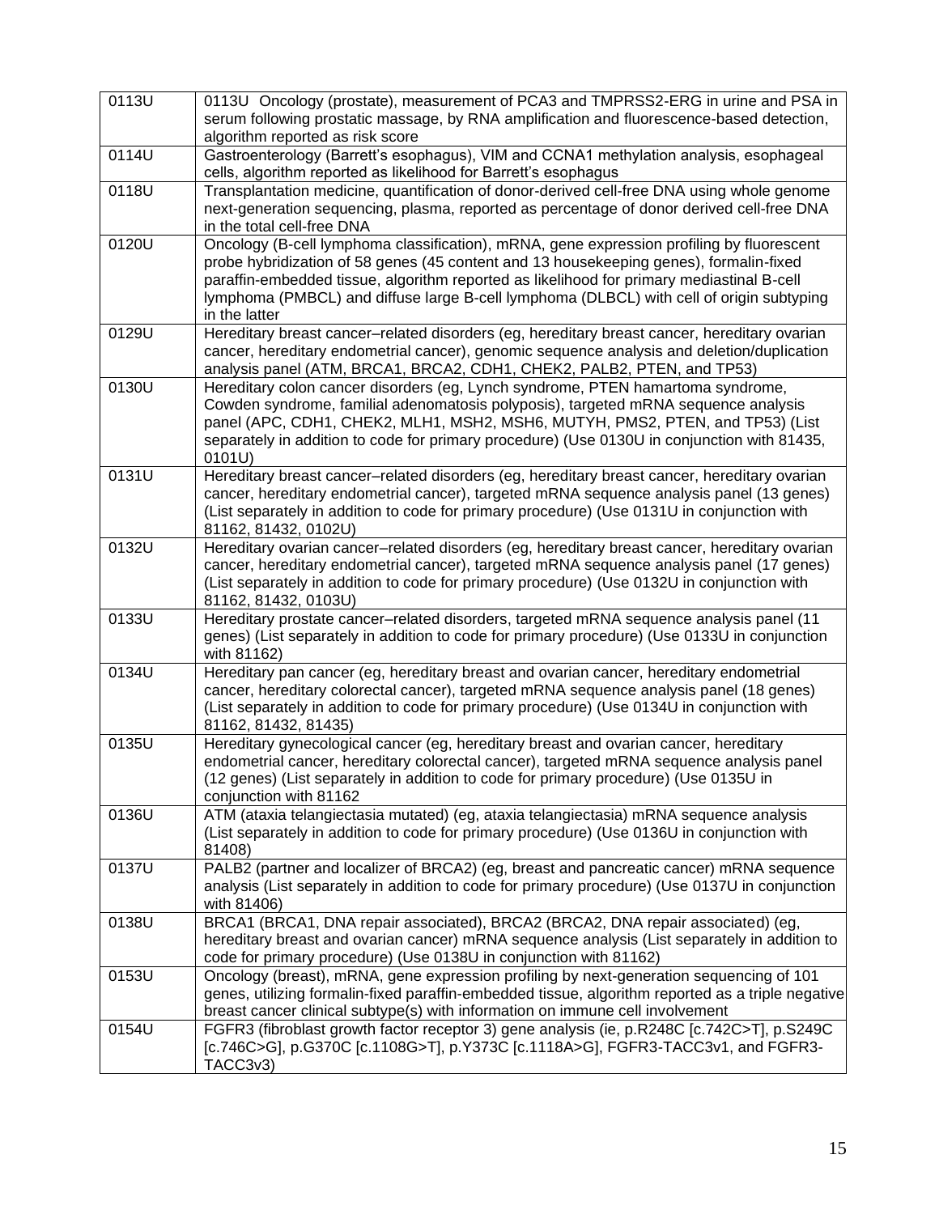| | |
|---|---|
| 0113U | 0113U Oncology (prostate), measurement of PCA3 and TMPRSS2-ERG in urine and PSA in serum following prostatic massage, by RNA amplification and fluorescence-based detection, algorithm reported as risk score |
| 0114U | Gastroenterology (Barrett's esophagus), VIM and CCNA1 methylation analysis, esophageal cells, algorithm reported as likelihood for Barrett's esophagus |
| 0118U | Transplantation medicine, quantification of donor-derived cell-free DNA using whole genome next-generation sequencing, plasma, reported as percentage of donor derived cell-free DNA in the total cell-free DNA |
| 0120U | Oncology (B-cell lymphoma classification), mRNA, gene expression profiling by fluorescent probe hybridization of 58 genes (45 content and 13 housekeeping genes), formalin-fixed paraffin-embedded tissue, algorithm reported as likelihood for primary mediastinal B-cell lymphoma (PMBCL) and diffuse large B-cell lymphoma (DLBCL) with cell of origin subtyping in the latter |
| 0129U | Hereditary breast cancer–related disorders (eg, hereditary breast cancer, hereditary ovarian cancer, hereditary endometrial cancer), genomic sequence analysis and deletion/duplication analysis panel (ATM, BRCA1, BRCA2, CDH1, CHEK2, PALB2, PTEN, and TP53) |
| 0130U | Hereditary colon cancer disorders (eg, Lynch syndrome, PTEN hamartoma syndrome, Cowden syndrome, familial adenomatosis polyposis), targeted mRNA sequence analysis panel (APC, CDH1, CHEK2, MLH1, MSH2, MSH6, MUTYH, PMS2, PTEN, and TP53) (List separately in addition to code for primary procedure) (Use 0130U in conjunction with 81435, 0101U) |
| 0131U | Hereditary breast cancer–related disorders (eg, hereditary breast cancer, hereditary ovarian cancer, hereditary endometrial cancer), targeted mRNA sequence analysis panel (13 genes) (List separately in addition to code for primary procedure) (Use 0131U in conjunction with 81162, 81432, 0102U) |
| 0132U | Hereditary ovarian cancer–related disorders (eg, hereditary breast cancer, hereditary ovarian cancer, hereditary endometrial cancer), targeted mRNA sequence analysis panel (17 genes) (List separately in addition to code for primary procedure) (Use 0132U in conjunction with 81162, 81432, 0103U) |
| 0133U | Hereditary prostate cancer–related disorders, targeted mRNA sequence analysis panel (11 genes) (List separately in addition to code for primary procedure) (Use 0133U in conjunction with 81162) |
| 0134U | Hereditary pan cancer (eg, hereditary breast and ovarian cancer, hereditary endometrial cancer, hereditary colorectal cancer), targeted mRNA sequence analysis panel (18 genes) (List separately in addition to code for primary procedure) (Use 0134U in conjunction with 81162, 81432, 81435) |
| 0135U | Hereditary gynecological cancer (eg, hereditary breast and ovarian cancer, hereditary endometrial cancer, hereditary colorectal cancer), targeted mRNA sequence analysis panel (12 genes) (List separately in addition to code for primary procedure) (Use 0135U in conjunction with 81162 |
| 0136U | ATM (ataxia telangiectasia mutated) (eg, ataxia telangiectasia) mRNA sequence analysis (List separately in addition to code for primary procedure) (Use 0136U in conjunction with 81408) |
| 0137U | PALB2 (partner and localizer of BRCA2) (eg, breast and pancreatic cancer) mRNA sequence analysis (List separately in addition to code for primary procedure) (Use 0137U in conjunction with 81406) |
| 0138U | BRCA1 (BRCA1, DNA repair associated), BRCA2 (BRCA2, DNA repair associated) (eg, hereditary breast and ovarian cancer) mRNA sequence analysis (List separately in addition to code for primary procedure) (Use 0138U in conjunction with 81162) |
| 0153U | Oncology (breast), mRNA, gene expression profiling by next-generation sequencing of 101 genes, utilizing formalin-fixed paraffin-embedded tissue, algorithm reported as a triple negative breast cancer clinical subtype(s) with information on immune cell involvement |
| 0154U | FGFR3 (fibroblast growth factor receptor 3) gene analysis (ie, p.R248C [c.742C>T], p.S249C [c.746C>G], p.G370C [c.1108G>T], p.Y373C [c.1118A>G], FGFR3-TACC3v1, and FGFR3-TACC3v3) |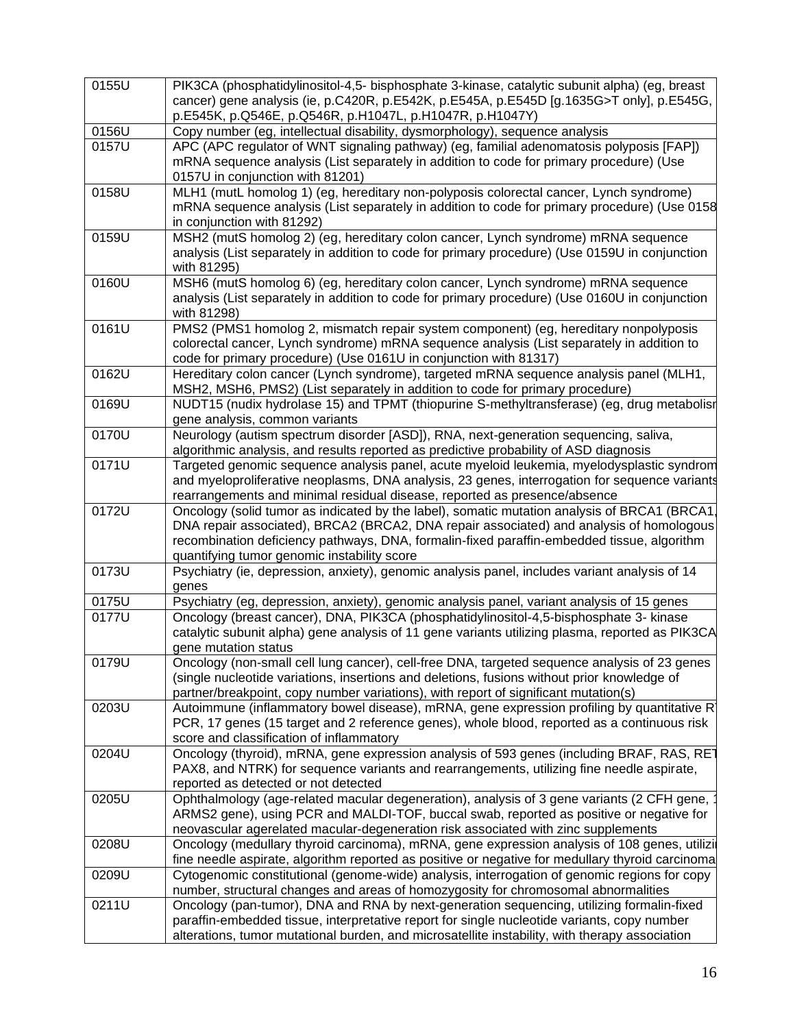| 0155U | PIK3CA (phosphatidylinositol-4,5- bisphosphate 3-kinase, catalytic subunit alpha) (eg, breast cancer) gene analysis (ie, p.C420R, p.E542K, p.E545A, p.E545D [g.1635G>T only], p.E545G, p.E545K, p.Q546E, p.Q546R, p.H1047L, p.H1047R, p.H1047Y) |
|---|---|
| 0156U | Copy number (eg, intellectual disability, dysmorphology), sequence analysis |
| 0157U | APC (APC regulator of WNT signaling pathway) (eg, familial adenomatosis polyposis [FAP]) mRNA sequence analysis (List separately in addition to code for primary procedure) (Use 0157U in conjunction with 81201) |
| 0158U | MLH1 (mutL homolog 1) (eg, hereditary non-polyposis colorectal cancer, Lynch syndrome) mRNA sequence analysis (List separately in addition to code for primary procedure) (Use 0158 in conjunction with 81292) |
| 0159U | MSH2 (mutS homolog 2) (eg, hereditary colon cancer, Lynch syndrome) mRNA sequence analysis (List separately in addition to code for primary procedure) (Use 0159U in conjunction with 81295) |
| 0160U | MSH6 (mutS homolog 6) (eg, hereditary colon cancer, Lynch syndrome) mRNA sequence analysis (List separately in addition to code for primary procedure) (Use 0160U in conjunction with 81298) |
| 0161U | PMS2 (PMS1 homolog 2, mismatch repair system component) (eg, hereditary nonpolyposis colorectal cancer, Lynch syndrome) mRNA sequence analysis (List separately in addition to code for primary procedure) (Use 0161U in conjunction with 81317) |
| 0162U | Hereditary colon cancer (Lynch syndrome), targeted mRNA sequence analysis panel (MLH1, MSH2, MSH6, PMS2) (List separately in addition to code for primary procedure) |
| 0169U | NUDT15 (nudix hydrolase 15) and TPMT (thiopurine S-methyltransferase) (eg, drug metabolism gene analysis, common variants |
| 0170U | Neurology (autism spectrum disorder [ASD]), RNA, next-generation sequencing, saliva, algorithmic analysis, and results reported as predictive probability of ASD diagnosis |
| 0171U | Targeted genomic sequence analysis panel, acute myeloid leukemia, myelodysplastic syndrome and myeloproliferative neoplasms, DNA analysis, 23 genes, interrogation for sequence variants rearrangements and minimal residual disease, reported as presence/absence |
| 0172U | Oncology (solid tumor as indicated by the label), somatic mutation analysis of BRCA1 (BRCA1, DNA repair associated), BRCA2 (BRCA2, DNA repair associated) and analysis of homologous recombination deficiency pathways, DNA, formalin-fixed paraffin-embedded tissue, algorithm quantifying tumor genomic instability score |
| 0173U | Psychiatry (ie, depression, anxiety), genomic analysis panel, includes variant analysis of 14 genes |
| 0175U | Psychiatry (eg, depression, anxiety), genomic analysis panel, variant analysis of 15 genes |
| 0177U | Oncology (breast cancer), DNA, PIK3CA (phosphatidylinositol-4,5-bisphosphate 3- kinase catalytic subunit alpha) gene analysis of 11 gene variants utilizing plasma, reported as PIK3CA gene mutation status |
| 0179U | Oncology (non-small cell lung cancer), cell-free DNA, targeted sequence analysis of 23 genes (single nucleotide variations, insertions and deletions, fusions without prior knowledge of partner/breakpoint, copy number variations), with report of significant mutation(s) |
| 0203U | Autoimmune (inflammatory bowel disease), mRNA, gene expression profiling by quantitative RT PCR, 17 genes (15 target and 2 reference genes), whole blood, reported as a continuous risk score and classification of inflammatory |
| 0204U | Oncology (thyroid), mRNA, gene expression analysis of 593 genes (including BRAF, RAS, RET PAX8, and NTRK) for sequence variants and rearrangements, utilizing fine needle aspirate, reported as detected or not detected |
| 0205U | Ophthalmology (age-related macular degeneration), analysis of 3 gene variants (2 CFH gene, 1 ARMS2 gene), using PCR and MALDI-TOF, buccal swab, reported as positive or negative for neovascular agerelated macular-degeneration risk associated with zinc supplements |
| 0208U | Oncology (medullary thyroid carcinoma), mRNA, gene expression analysis of 108 genes, utilizing fine needle aspirate, algorithm reported as positive or negative for medullary thyroid carcinoma |
| 0209U | Cytogenomic constitutional (genome-wide) analysis, interrogation of genomic regions for copy number, structural changes and areas of homozygosity for chromosomal abnormalities |
| 0211U | Oncology (pan-tumor), DNA and RNA by next-generation sequencing, utilizing formalin-fixed paraffin-embedded tissue, interpretative report for single nucleotide variants, copy number alterations, tumor mutational burden, and microsatellite instability, with therapy association |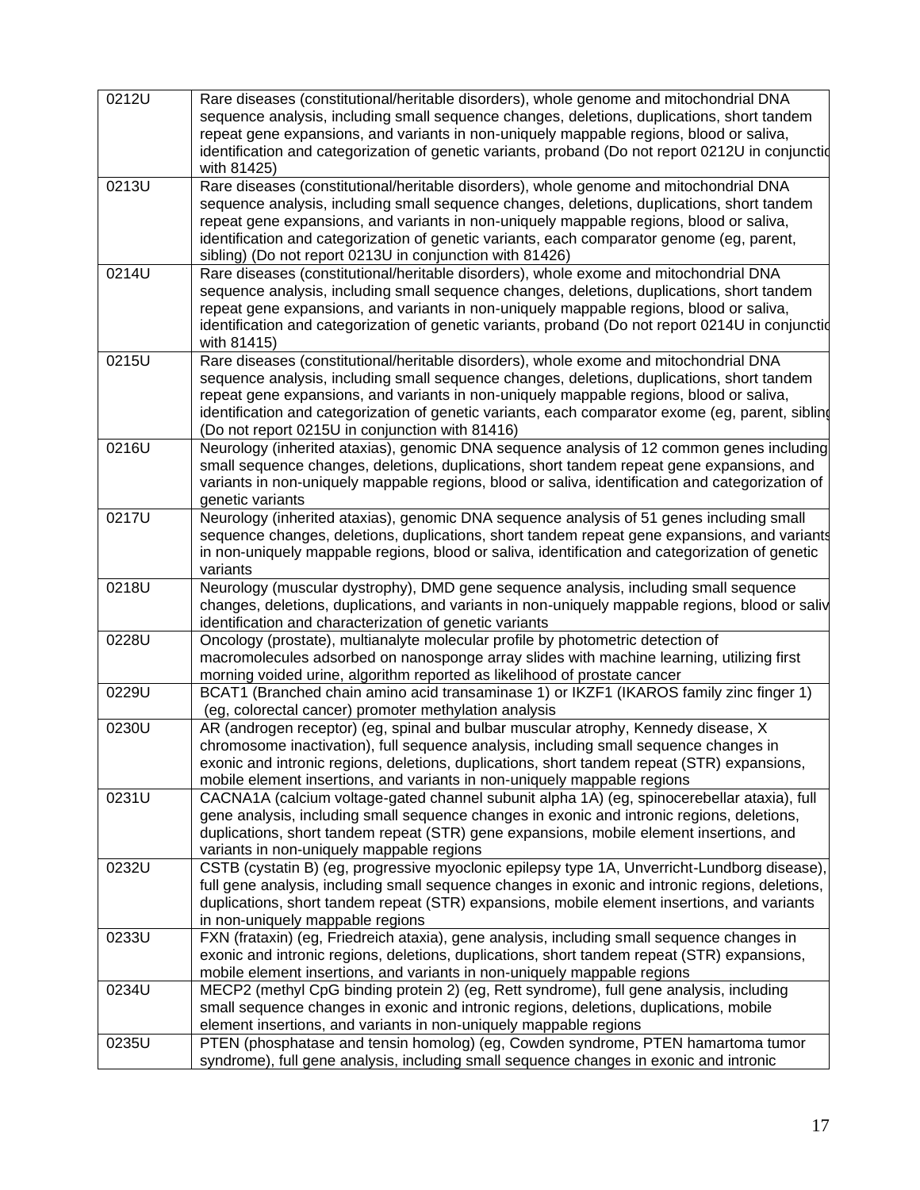| | |
|---|---|
| 0212U | Rare diseases (constitutional/heritable disorders), whole genome and mitochondrial DNA sequence analysis, including small sequence changes, deletions, duplications, short tandem repeat gene expansions, and variants in non-uniquely mappable regions, blood or saliva, identification and categorization of genetic variants, proband (Do not report 0212U in conjunctio with 81425) |
| 0213U | Rare diseases (constitutional/heritable disorders), whole genome and mitochondrial DNA sequence analysis, including small sequence changes, deletions, duplications, short tandem repeat gene expansions, and variants in non-uniquely mappable regions, blood or saliva, identification and categorization of genetic variants, each comparator genome (eg, parent, sibling) (Do not report 0213U in conjunction with 81426) |
| 0214U | Rare diseases (constitutional/heritable disorders), whole exome and mitochondrial DNA sequence analysis, including small sequence changes, deletions, duplications, short tandem repeat gene expansions, and variants in non-uniquely mappable regions, blood or saliva, identification and categorization of genetic variants, proband (Do not report 0214U in conjunctio with 81415) |
| 0215U | Rare diseases (constitutional/heritable disorders), whole exome and mitochondrial DNA sequence analysis, including small sequence changes, deletions, duplications, short tandem repeat gene expansions, and variants in non-uniquely mappable regions, blood or saliva, identification and categorization of genetic variants, each comparator exome (eg, parent, sibling (Do not report 0215U in conjunction with 81416) |
| 0216U | Neurology (inherited ataxias), genomic DNA sequence analysis of 12 common genes including small sequence changes, deletions, duplications, short tandem repeat gene expansions, and variants in non-uniquely mappable regions, blood or saliva, identification and categorization of genetic variants |
| 0217U | Neurology (inherited ataxias), genomic DNA sequence analysis of 51 genes including small sequence changes, deletions, duplications, short tandem repeat gene expansions, and variants in non-uniquely mappable regions, blood or saliva, identification and categorization of genetic variants |
| 0218U | Neurology (muscular dystrophy), DMD gene sequence analysis, including small sequence changes, deletions, duplications, and variants in non-uniquely mappable regions, blood or saliv identification and characterization of genetic variants |
| 0228U | Oncology (prostate), multianalyte molecular profile by photometric detection of macromolecules adsorbed on nanosponge array slides with machine learning, utilizing first morning voided urine, algorithm reported as likelihood of prostate cancer |
| 0229U | BCAT1 (Branched chain amino acid transaminase 1) or IKZF1 (IKAROS family zinc finger 1) (eg, colorectal cancer) promoter methylation analysis |
| 0230U | AR (androgen receptor) (eg, spinal and bulbar muscular atrophy, Kennedy disease, X chromosome inactivation), full sequence analysis, including small sequence changes in exonic and intronic regions, deletions, duplications, short tandem repeat (STR) expansions, mobile element insertions, and variants in non-uniquely mappable regions |
| 0231U | CACNA1A (calcium voltage-gated channel subunit alpha 1A) (eg, spinocerebellar ataxia), full gene analysis, including small sequence changes in exonic and intronic regions, deletions, duplications, short tandem repeat (STR) gene expansions, mobile element insertions, and variants in non-uniquely mappable regions |
| 0232U | CSTB (cystatin B) (eg, progressive myoclonic epilepsy type 1A, Unverricht-Lundborg disease), full gene analysis, including small sequence changes in exonic and intronic regions, deletions, duplications, short tandem repeat (STR) expansions, mobile element insertions, and variants in non-uniquely mappable regions |
| 0233U | FXN (frataxin) (eg, Friedreich ataxia), gene analysis, including small sequence changes in exonic and intronic regions, deletions, duplications, short tandem repeat (STR) expansions, mobile element insertions, and variants in non-uniquely mappable regions |
| 0234U | MECP2 (methyl CpG binding protein 2) (eg, Rett syndrome), full gene analysis, including small sequence changes in exonic and intronic regions, deletions, duplications, mobile element insertions, and variants in non-uniquely mappable regions |
| 0235U | PTEN (phosphatase and tensin homolog) (eg, Cowden syndrome, PTEN hamartoma tumor syndrome), full gene analysis, including small sequence changes in exonic and intronic |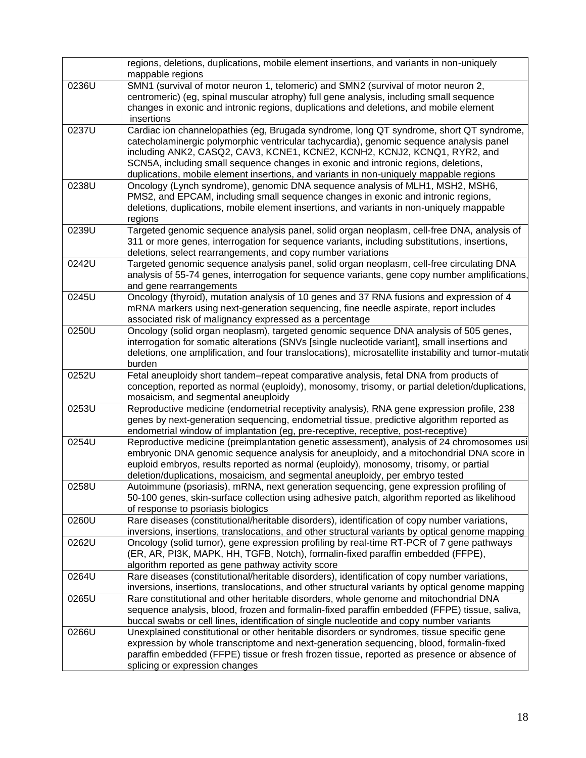| | |
|---|---|
| | regions, deletions, duplications, mobile element insertions, and variants in non-uniquely mappable regions |
| 0236U | SMN1 (survival of motor neuron 1, telomeric) and SMN2 (survival of motor neuron 2, centromeric) (eg, spinal muscular atrophy) full gene analysis, including small sequence changes in exonic and intronic regions, duplications and deletions, and mobile element insertions |
| 0237U | Cardiac ion channelopathies (eg, Brugada syndrome, long QT syndrome, short QT syndrome, catecholaminergic polymorphic ventricular tachycardia), genomic sequence analysis panel including ANK2, CASQ2, CAV3, KCNE1, KCNE2, KCNH2, KCNJ2, KCNQ1, RYR2, and SCN5A, including small sequence changes in exonic and intronic regions, deletions, duplications, mobile element insertions, and variants in non-uniquely mappable regions |
| 0238U | Oncology (Lynch syndrome), genomic DNA sequence analysis of MLH1, MSH2, MSH6, PMS2, and EPCAM, including small sequence changes in exonic and intronic regions, deletions, duplications, mobile element insertions, and variants in non-uniquely mappable regions |
| 0239U | Targeted genomic sequence analysis panel, solid organ neoplasm, cell-free DNA, analysis of 311 or more genes, interrogation for sequence variants, including substitutions, insertions, deletions, select rearrangements, and copy number variations |
| 0242U | Targeted genomic sequence analysis panel, solid organ neoplasm, cell-free circulating DNA analysis of 55-74 genes, interrogation for sequence variants, gene copy number amplifications, and gene rearrangements |
| 0245U | Oncology (thyroid), mutation analysis of 10 genes and 37 RNA fusions and expression of 4 mRNA markers using next-generation sequencing, fine needle aspirate, report includes associated risk of malignancy expressed as a percentage |
| 0250U | Oncology (solid organ neoplasm), targeted genomic sequence DNA analysis of 505 genes, interrogation for somatic alterations (SNVs [single nucleotide variant], small insertions and deletions, one amplification, and four translocations), microsatellite instability and tumor-mutatio burden |
| 0252U | Fetal aneuploidy short tandem–repeat comparative analysis, fetal DNA from products of conception, reported as normal (euploidy), monosomy, trisomy, or partial deletion/duplications, mosaicism, and segmental aneuploidy |
| 0253U | Reproductive medicine (endometrial receptivity analysis), RNA gene expression profile, 238 genes by next-generation sequencing, endometrial tissue, predictive algorithm reported as endometrial window of implantation (eg, pre-receptive, receptive, post-receptive) |
| 0254U | Reproductive medicine (preimplantation genetic assessment), analysis of 24 chromosomes usi embryonic DNA genomic sequence analysis for aneuploidy, and a mitochondrial DNA score in euploid embryos, results reported as normal (euploidy), monosomy, trisomy, or partial deletion/duplications, mosaicism, and segmental aneuploidy, per embryo tested |
| 0258U | Autoimmune (psoriasis), mRNA, next generation sequencing, gene expression profiling of 50-100 genes, skin-surface collection using adhesive patch, algorithm reported as likelihood of response to psoriasis biologics |
| 0260U | Rare diseases (constitutional/heritable disorders), identification of copy number variations, inversions, insertions, translocations, and other structural variants by optical genome mapping |
| 0262U | Oncology (solid tumor), gene expression profiling by real-time RT-PCR of 7 gene pathways (ER, AR, PI3K, MAPK, HH, TGFB, Notch), formalin-fixed paraffin embedded (FFPE), algorithm reported as gene pathway activity score |
| 0264U | Rare diseases (constitutional/heritable disorders), identification of copy number variations, inversions, insertions, translocations, and other structural variants by optical genome mapping |
| 0265U | Rare constitutional and other heritable disorders, whole genome and mitochondrial DNA sequence analysis, blood, frozen and formalin-fixed paraffin embedded (FFPE) tissue, saliva, buccal swabs or cell lines, identification of single nucleotide and copy number variants |
| 0266U | Unexplained constitutional or other heritable disorders or syndromes, tissue specific gene expression by whole transcriptome and next-generation sequencing, blood, formalin-fixed paraffin embedded (FFPE) tissue or fresh frozen tissue, reported as presence or absence of splicing or expression changes |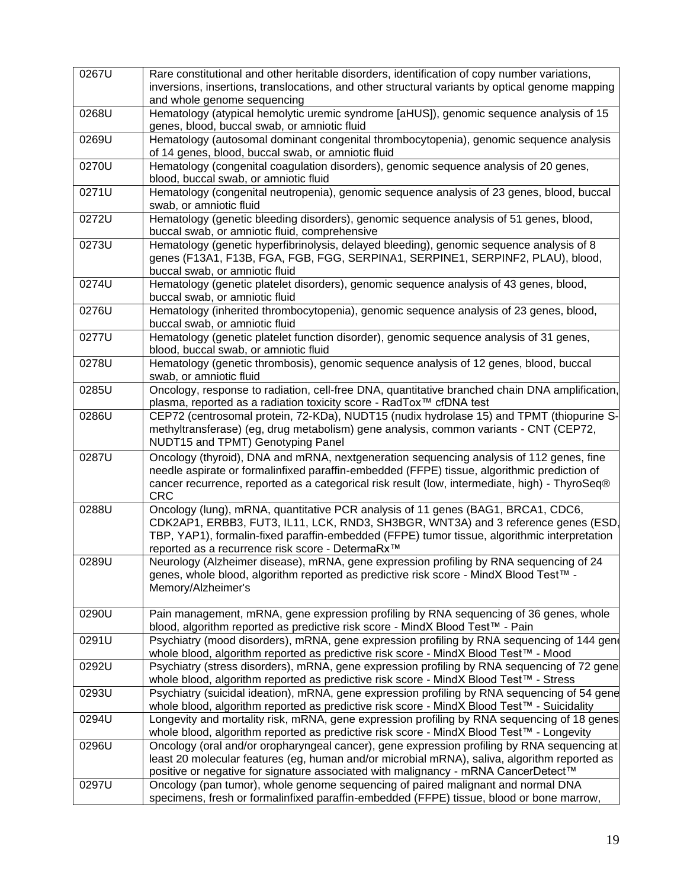| | |
|---|---|
| 0267U | Rare constitutional and other heritable disorders, identification of copy number variations, inversions, insertions, translocations, and other structural variants by optical genome mapping and whole genome sequencing |
| 0268U | Hematology (atypical hemolytic uremic syndrome [aHUS]), genomic sequence analysis of 15 genes, blood, buccal swab, or amniotic fluid |
| 0269U | Hematology (autosomal dominant congenital thrombocytopenia), genomic sequence analysis of 14 genes, blood, buccal swab, or amniotic fluid |
| 0270U | Hematology (congenital coagulation disorders), genomic sequence analysis of 20 genes, blood, buccal swab, or amniotic fluid |
| 0271U | Hematology (congenital neutropenia), genomic sequence analysis of 23 genes, blood, buccal swab, or amniotic fluid |
| 0272U | Hematology (genetic bleeding disorders), genomic sequence analysis of 51 genes, blood, buccal swab, or amniotic fluid, comprehensive |
| 0273U | Hematology (genetic hyperfibrinolysis, delayed bleeding), genomic sequence analysis of 8 genes (F13A1, F13B, FGA, FGB, FGG, SERPINA1, SERPINE1, SERPINF2, PLAU), blood, buccal swab, or amniotic fluid |
| 0274U | Hematology (genetic platelet disorders), genomic sequence analysis of 43 genes, blood, buccal swab, or amniotic fluid |
| 0276U | Hematology (inherited thrombocytopenia), genomic sequence analysis of 23 genes, blood, buccal swab, or amniotic fluid |
| 0277U | Hematology (genetic platelet function disorder), genomic sequence analysis of 31 genes, blood, buccal swab, or amniotic fluid |
| 0278U | Hematology (genetic thrombosis), genomic sequence analysis of 12 genes, blood, buccal swab, or amniotic fluid |
| 0285U | Oncology, response to radiation, cell-free DNA, quantitative branched chain DNA amplification, plasma, reported as a radiation toxicity score - RadTox™ cfDNA test |
| 0286U | CEP72 (centrosomal protein, 72-KDa), NUDT15 (nudix hydrolase 15) and TPMT (thiopurine S-methyltransferase) (eg, drug metabolism) gene analysis, common variants - CNT (CEP72, NUDT15 and TPMT) Genotyping Panel |
| 0287U | Oncology (thyroid), DNA and mRNA, nextgeneration sequencing analysis of 112 genes, fine needle aspirate or formalinfixed paraffin-embedded (FFPE) tissue, algorithmic prediction of cancer recurrence, reported as a categorical risk result (low, intermediate, high) - ThyroSeq® CRC |
| 0288U | Oncology (lung), mRNA, quantitative PCR analysis of 11 genes (BAG1, BRCA1, CDC6, CDK2AP1, ERBB3, FUT3, IL11, LCK, RND3, SH3BGR, WNT3A) and 3 reference genes (ESD, TBP, YAP1), formalin-fixed paraffin-embedded (FFPE) tumor tissue, algorithmic interpretation reported as a recurrence risk score - DetermaRx™ |
| 0289U | Neurology (Alzheimer disease), mRNA, gene expression profiling by RNA sequencing of 24 genes, whole blood, algorithm reported as predictive risk score - MindX Blood Test™ - Memory/Alzheimer's |
| 0290U | Pain management, mRNA, gene expression profiling by RNA sequencing of 36 genes, whole blood, algorithm reported as predictive risk score - MindX Blood Test™ - Pain |
| 0291U | Psychiatry (mood disorders), mRNA, gene expression profiling by RNA sequencing of 144 genes, whole blood, algorithm reported as predictive risk score - MindX Blood Test™ - Mood |
| 0292U | Psychiatry (stress disorders), mRNA, gene expression profiling by RNA sequencing of 72 genes, whole blood, algorithm reported as predictive risk score - MindX Blood Test™ - Stress |
| 0293U | Psychiatry (suicidal ideation), mRNA, gene expression profiling by RNA sequencing of 54 genes, whole blood, algorithm reported as predictive risk score - MindX Blood Test™ - Suicidality |
| 0294U | Longevity and mortality risk, mRNA, gene expression profiling by RNA sequencing of 18 genes, whole blood, algorithm reported as predictive risk score - MindX Blood Test™ - Longevity |
| 0296U | Oncology (oral and/or oropharyngeal cancer), gene expression profiling by RNA sequencing at least 20 molecular features (eg, human and/or microbial mRNA), saliva, algorithm reported as positive or negative for signature associated with malignancy - mRNA CancerDetect™ |
| 0297U | Oncology (pan tumor), whole genome sequencing of paired malignant and normal DNA specimens, fresh or formalinfixed paraffin-embedded (FFPE) tissue, blood or bone marrow, |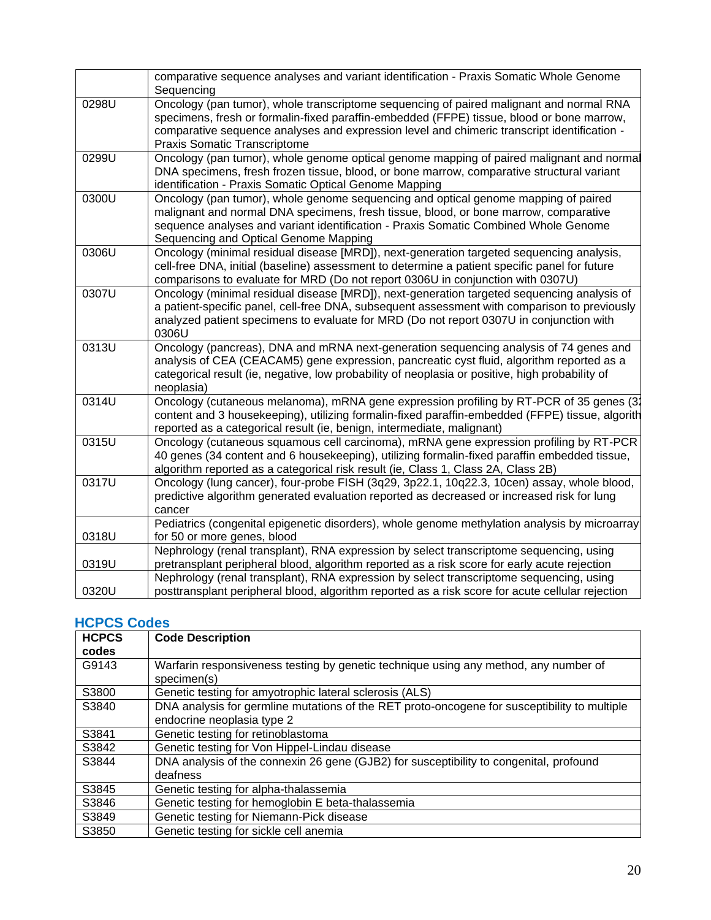| | |
|---|---|
| | comparative sequence analyses and variant identification - Praxis Somatic Whole Genome Sequencing |
| 0298U | Oncology (pan tumor), whole transcriptome sequencing of paired malignant and normal RNA specimens, fresh or formalin-fixed paraffin-embedded (FFPE) tissue, blood or bone marrow, comparative sequence analyses and expression level and chimeric transcript identification - Praxis Somatic Transcriptome |
| 0299U | Oncology (pan tumor), whole genome optical genome mapping of paired malignant and normal DNA specimens, fresh frozen tissue, blood, or bone marrow, comparative structural variant identification - Praxis Somatic Optical Genome Mapping |
| 0300U | Oncology (pan tumor), whole genome sequencing and optical genome mapping of paired malignant and normal DNA specimens, fresh tissue, blood, or bone marrow, comparative sequence analyses and variant identification - Praxis Somatic Combined Whole Genome Sequencing and Optical Genome Mapping |
| 0306U | Oncology (minimal residual disease [MRD]), next-generation targeted sequencing analysis, cell-free DNA, initial (baseline) assessment to determine a patient specific panel for future comparisons to evaluate for MRD (Do not report 0306U in conjunction with 0307U) |
| 0307U | Oncology (minimal residual disease [MRD]), next-generation targeted sequencing analysis of a patient-specific panel, cell-free DNA, subsequent assessment with comparison to previously analyzed patient specimens to evaluate for MRD (Do not report 0307U in conjunction with 0306U |
| 0313U | Oncology (pancreas), DNA and mRNA next-generation sequencing analysis of 74 genes and analysis of CEA (CEACAM5) gene expression, pancreatic cyst fluid, algorithm reported as a categorical result (ie, negative, low probability of neoplasia or positive, high probability of neoplasia) |
| 0314U | Oncology (cutaneous melanoma), mRNA gene expression profiling by RT-PCR of 35 genes (32 content and 3 housekeeping), utilizing formalin-fixed paraffin-embedded (FFPE) tissue, algorithm reported as a categorical result (ie, benign, intermediate, malignant) |
| 0315U | Oncology (cutaneous squamous cell carcinoma), mRNA gene expression profiling by RT-PCR 40 genes (34 content and 6 housekeeping), utilizing formalin-fixed paraffin embedded tissue, algorithm reported as a categorical risk result (ie, Class 1, Class 2A, Class 2B) |
| 0317U | Oncology (lung cancer), four-probe FISH (3q29, 3p22.1, 10q22.3, 10cen) assay, whole blood, predictive algorithm generated evaluation reported as decreased or increased risk for lung cancer |
| 0318U | Pediatrics (congenital epigenetic disorders), whole genome methylation analysis by microarray for 50 or more genes, blood |
| 0319U | Nephrology (renal transplant), RNA expression by select transcriptome sequencing, using pretransplant peripheral blood, algorithm reported as a risk score for early acute rejection |
| 0320U | Nephrology (renal transplant), RNA expression by select transcriptome sequencing, using posttransplant peripheral blood, algorithm reported as a risk score for acute cellular rejection |

## HCPCS Codes

| HCPCS codes | Code Description |
|---|---|
| G9143 | Warfarin responsiveness testing by genetic technique using any method, any number of specimen(s) |
| S3800 | Genetic testing for amyotrophic lateral sclerosis (ALS) |
| S3840 | DNA analysis for germline mutations of the RET proto-oncogene for susceptibility to multiple endocrine neoplasia type 2 |
| S3841 | Genetic testing for retinoblastoma |
| S3842 | Genetic testing for Von Hippel-Lindau disease |
| S3844 | DNA analysis of the connexin 26 gene (GJB2) for susceptibility to congenital, profound deafness |
| S3845 | Genetic testing for alpha-thalassemia |
| S3846 | Genetic testing for hemoglobin E beta-thalassemia |
| S3849 | Genetic testing for Niemann-Pick disease |
| S3850 | Genetic testing for sickle cell anemia |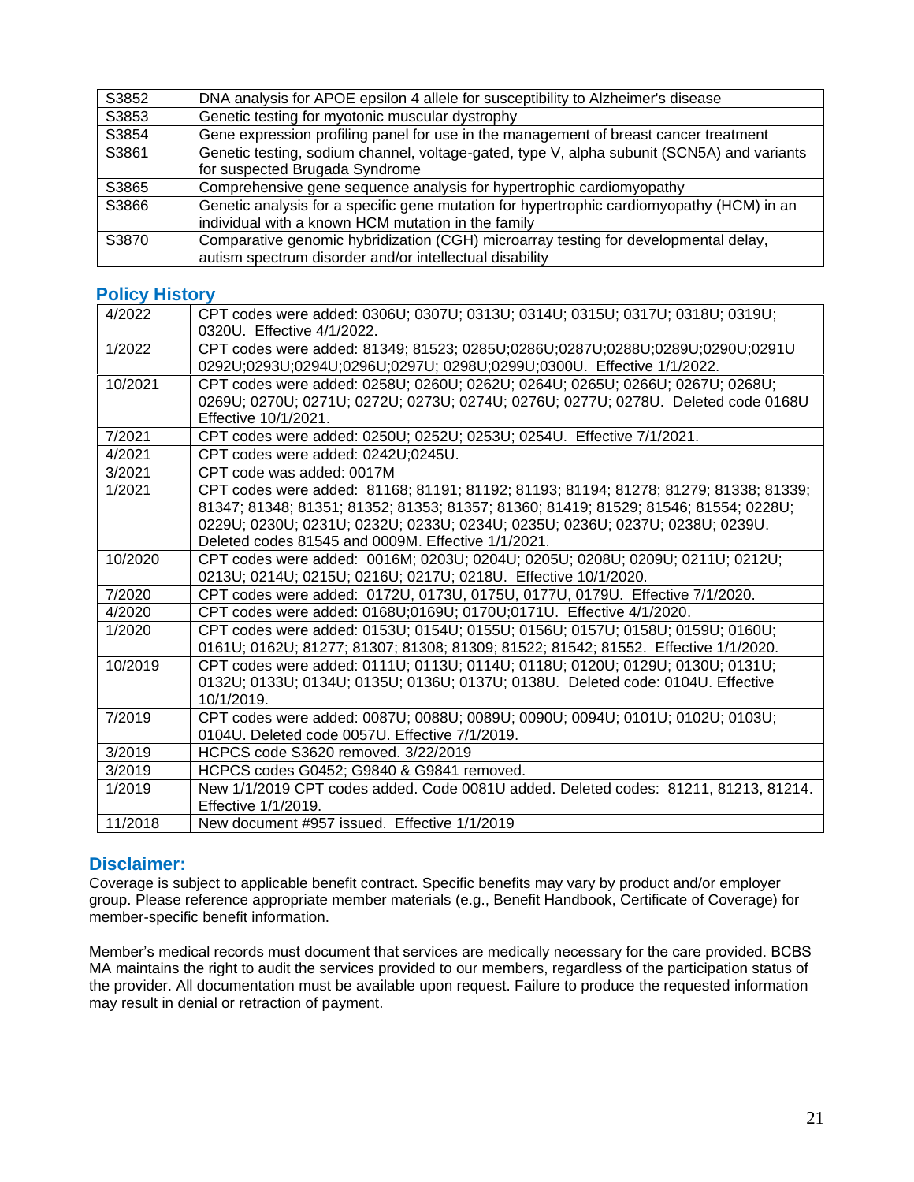| | |
|---|---|
| S3852 | DNA analysis for APOE epsilon 4 allele for susceptibility to Alzheimer's disease |
| S3853 | Genetic testing for myotonic muscular dystrophy |
| S3854 | Gene expression profiling panel for use in the management of breast cancer treatment |
| S3861 | Genetic testing, sodium channel, voltage-gated, type V, alpha subunit (SCN5A) and variants for suspected Brugada Syndrome |
| S3865 | Comprehensive gene sequence analysis for hypertrophic cardiomyopathy |
| S3866 | Genetic analysis for a specific gene mutation for hypertrophic cardiomyopathy (HCM) in an individual with a known HCM mutation in the family |
| S3870 | Comparative genomic hybridization (CGH) microarray testing for developmental delay, autism spectrum disorder and/or intellectual disability |

## Policy History

| | |
|---|---|
| 4/2022 | CPT codes were added: 0306U; 0307U; 0313U; 0314U; 0315U; 0317U; 0318U; 0319U; 0320U. Effective 4/1/2022. |
| 1/2022 | CPT codes were added: 81349; 81523; 0285U;0286U;0287U;0288U;0289U;0290U;0291U 0292U;0293U;0294U;0296U;0297U; 0298U;0299U;0300U. Effective 1/1/2022. |
| 10/2021 | CPT codes were added: 0258U; 0260U; 0262U; 0264U; 0265U; 0266U; 0267U; 0268U; 0269U; 0270U; 0271U; 0272U; 0273U; 0274U; 0276U; 0277U; 0278U. Deleted code 0168U Effective 10/1/2021. |
| 7/2021 | CPT codes were added: 0250U; 0252U; 0253U; 0254U. Effective 7/1/2021. |
| 4/2021 | CPT codes were added: 0242U;0245U. |
| 3/2021 | CPT code was added: 0017M |
| 1/2021 | CPT codes were added: 81168; 81191; 81192; 81193; 81194; 81278; 81279; 81338; 81339; 81347; 81348; 81351; 81352; 81353; 81357; 81360; 81419; 81529; 81546; 81554; 0228U; 0229U; 0230U; 0231U; 0232U; 0233U; 0234U; 0235U; 0236U; 0237U; 0238U; 0239U. Deleted codes 81545 and 0009M. Effective 1/1/2021. |
| 10/2020 | CPT codes were added: 0016M; 0203U; 0204U; 0205U; 0208U; 0209U; 0211U; 0212U; 0213U; 0214U; 0215U; 0216U; 0217U; 0218U. Effective 10/1/2020. |
| 7/2020 | CPT codes were added: 0172U, 0173U, 0175U, 0177U, 0179U. Effective 7/1/2020. |
| 4/2020 | CPT codes were added: 0168U;0169U; 0170U;0171U. Effective 4/1/2020. |
| 1/2020 | CPT codes were added: 0153U; 0154U; 0155U; 0156U; 0157U; 0158U; 0159U; 0160U; 0161U; 0162U; 81277; 81307; 81308; 81309; 81522; 81542; 81552. Effective 1/1/2020. |
| 10/2019 | CPT codes were added: 0111U; 0113U; 0114U; 0118U; 0120U; 0129U; 0130U; 0131U; 0132U; 0133U; 0134U; 0135U; 0136U; 0137U; 0138U. Deleted code: 0104U. Effective 10/1/2019. |
| 7/2019 | CPT codes were added: 0087U; 0088U; 0089U; 0090U; 0094U; 0101U; 0102U; 0103U; 0104U. Deleted code 0057U. Effective 7/1/2019. |
| 3/2019 | HCPCS code S3620 removed. 3/22/2019 |
| 3/2019 | HCPCS codes G0452; G9840 & G9841 removed. |
| 1/2019 | New 1/1/2019 CPT codes added. Code 0081U added. Deleted codes: 81211, 81213, 81214. Effective 1/1/2019. |
| 11/2018 | New document #957 issued. Effective 1/1/2019 |

## Disclaimer:

Coverage is subject to applicable benefit contract. Specific benefits may vary by product and/or employer group. Please reference appropriate member materials (e.g., Benefit Handbook, Certificate of Coverage) for member-specific benefit information.

Member's medical records must document that services are medically necessary for the care provided. BCBS MA maintains the right to audit the services provided to our members, regardless of the participation status of the provider. All documentation must be available upon request. Failure to produce the requested information may result in denial or retraction of payment.